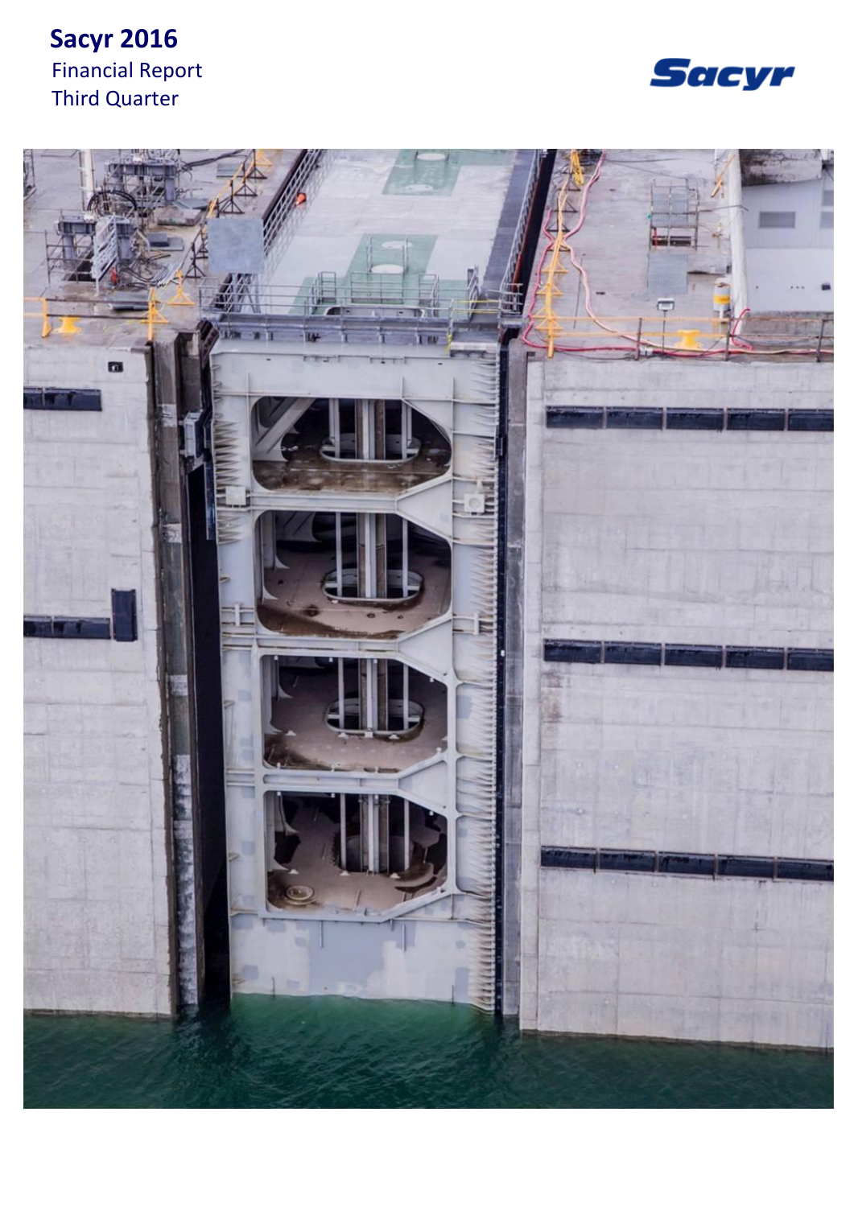# Sacyr 2016

Financial Report

Third Quarter

Sacyr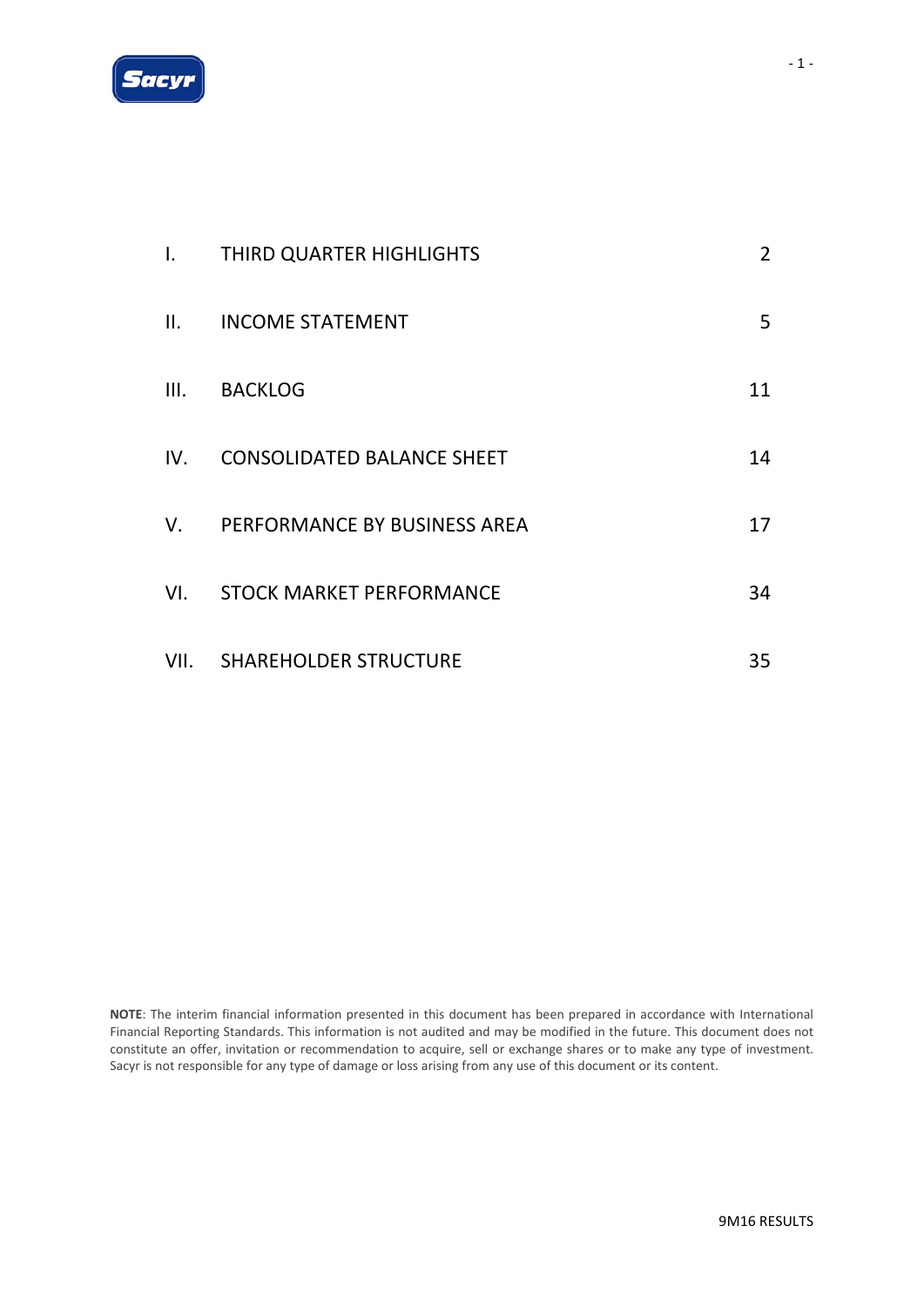| | | |
|---|---|---|
| I. | THIRD QUARTER HIGHLIGHTS | 2 |
| II. | INCOME STATEMENT | 5 |
| III. | BACKLOG | 11 |
| IV. | CONSOLIDATED BALANCE SHEET | 14 |
| V. | PERFORMANCE BY BUSINESS AREA | 17 |
| VI. | STOCK MARKET PERFORMANCE | 34 |
| VII. | SHAREHOLDER STRUCTURE | 35 |

**NOTE**: The interim financial information presented in this document has been prepared in accordance with International Financial Reporting Standards. This information is not audited and may be modified in the future. This document does not constitute an offer, invitation or recommendation to acquire, sell or exchange shares or to make any type of investment. Sacyr is not responsible for any type of damage or loss arising from any use of this document or its content.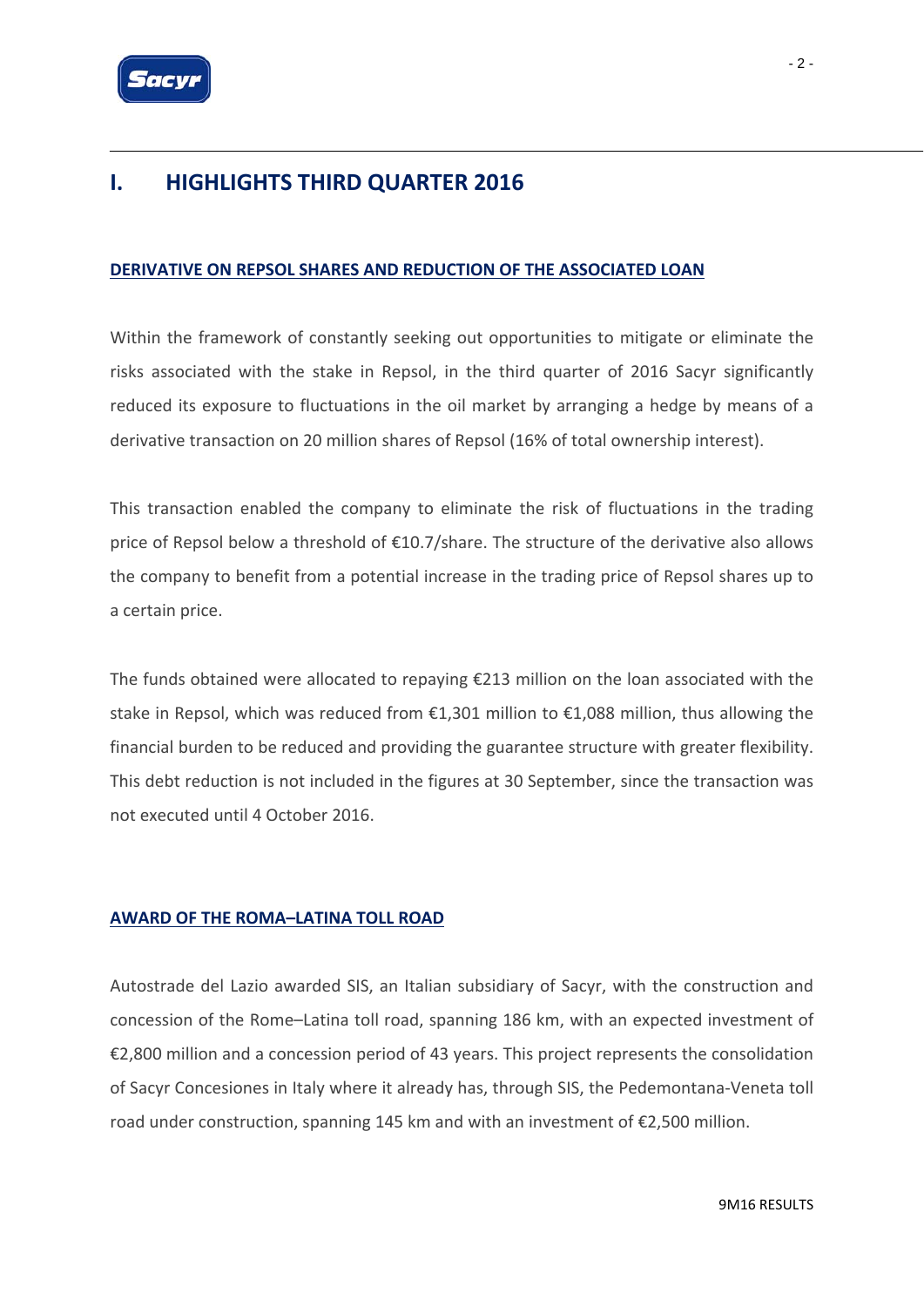# I. HIGHLIGHTS THIRD QUARTER 2016

## DERIVATIVE ON REPSOL SHARES AND REDUCTION OF THE ASSOCIATED LOAN

Within the framework of constantly seeking out opportunities to mitigate or eliminate the risks associated with the stake in Repsol, in the third quarter of 2016 Sacyr significantly reduced its exposure to fluctuations in the oil market by arranging a hedge by means of a derivative transaction on 20 million shares of Repsol (16% of total ownership interest).

This transaction enabled the company to eliminate the risk of fluctuations in the trading price of Repsol below a threshold of €10.7/share. The structure of the derivative also allows the company to benefit from a potential increase in the trading price of Repsol shares up to a certain price.

The funds obtained were allocated to repaying €213 million on the loan associated with the stake in Repsol, which was reduced from €1,301 million to €1,088 million, thus allowing the financial burden to be reduced and providing the guarantee structure with greater flexibility. This debt reduction is not included in the figures at 30 September, since the transaction was not executed until 4 October 2016.

## AWARD OF THE ROMA–LATINA TOLL ROAD

Autostrade del Lazio awarded SIS, an Italian subsidiary of Sacyr, with the construction and concession of the Rome–Latina toll road, spanning 186 km, with an expected investment of €2,800 million and a concession period of 43 years. This project represents the consolidation of Sacyr Concesiones in Italy where it already has, through SIS, the Pedemontana-Veneta toll road under construction, spanning 145 km and with an investment of €2,500 million.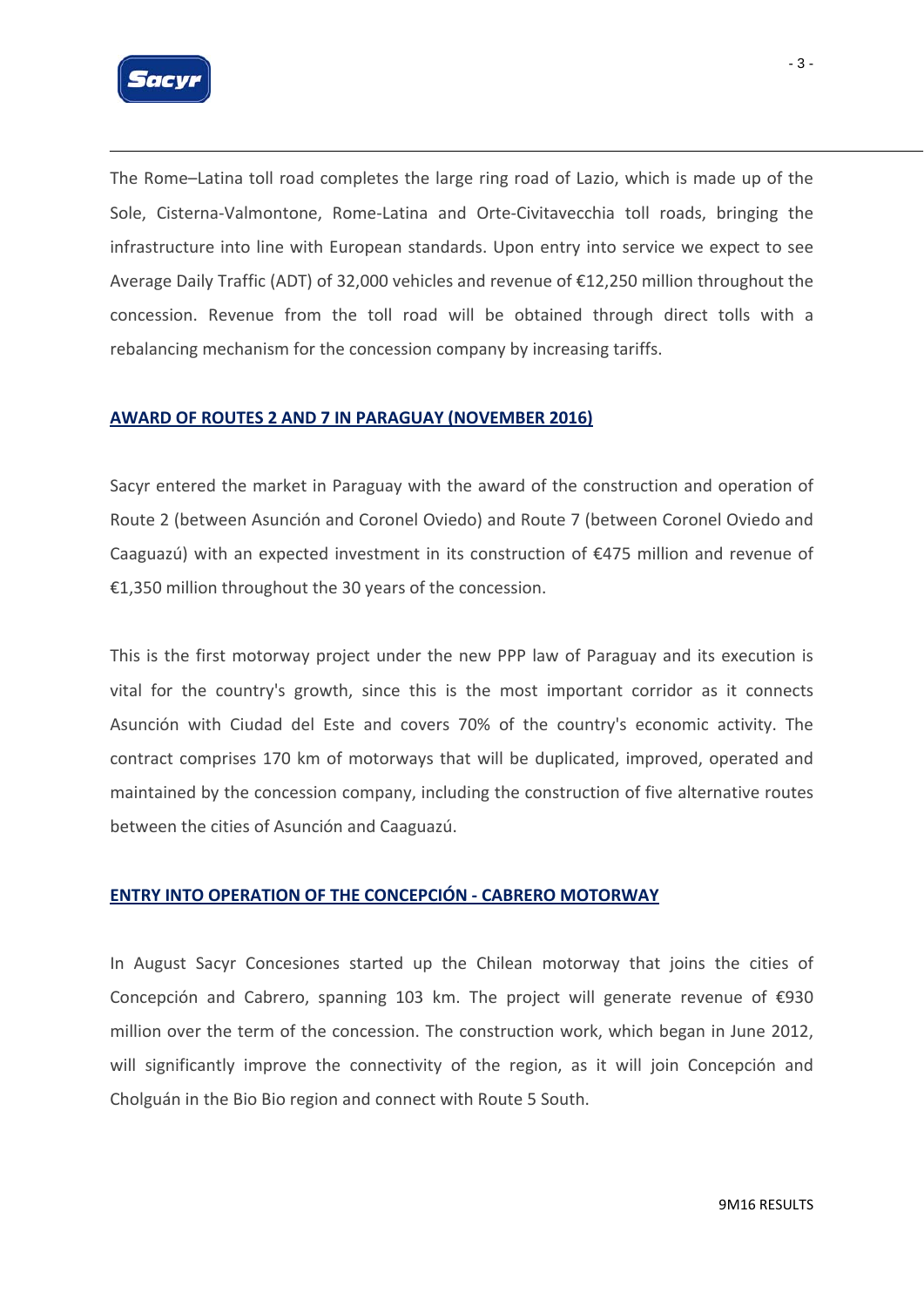The Rome–Latina toll road completes the large ring road of Lazio, which is made up of the Sole, Cisterna-Valmontone, Rome-Latina and Orte-Civitavecchia toll roads, bringing the infrastructure into line with European standards. Upon entry into service we expect to see Average Daily Traffic (ADT) of 32,000 vehicles and revenue of €12,250 million throughout the concession. Revenue from the toll road will be obtained through direct tolls with a rebalancing mechanism for the concession company by increasing tariffs.

## AWARD OF ROUTES 2 AND 7 IN PARAGUAY (NOVEMBER 2016)

Sacyr entered the market in Paraguay with the award of the construction and operation of Route 2 (between Asunción and Coronel Oviedo) and Route 7 (between Coronel Oviedo and Caaguazú) with an expected investment in its construction of €475 million and revenue of €1,350 million throughout the 30 years of the concession.

This is the first motorway project under the new PPP law of Paraguay and its execution is vital for the country's growth, since this is the most important corridor as it connects Asunción with Ciudad del Este and covers 70% of the country's economic activity. The contract comprises 170 km of motorways that will be duplicated, improved, operated and maintained by the concession company, including the construction of five alternative routes between the cities of Asunción and Caaguazú.

## ENTRY INTO OPERATION OF THE CONCEPCIÓN - CABRERO MOTORWAY

In August Sacyr Concesiones started up the Chilean motorway that joins the cities of Concepción and Cabrero, spanning 103 km. The project will generate revenue of €930 million over the term of the concession. The construction work, which began in June 2012, will significantly improve the connectivity of the region, as it will join Concepción and Cholguán in the Bio Bio region and connect with Route 5 South.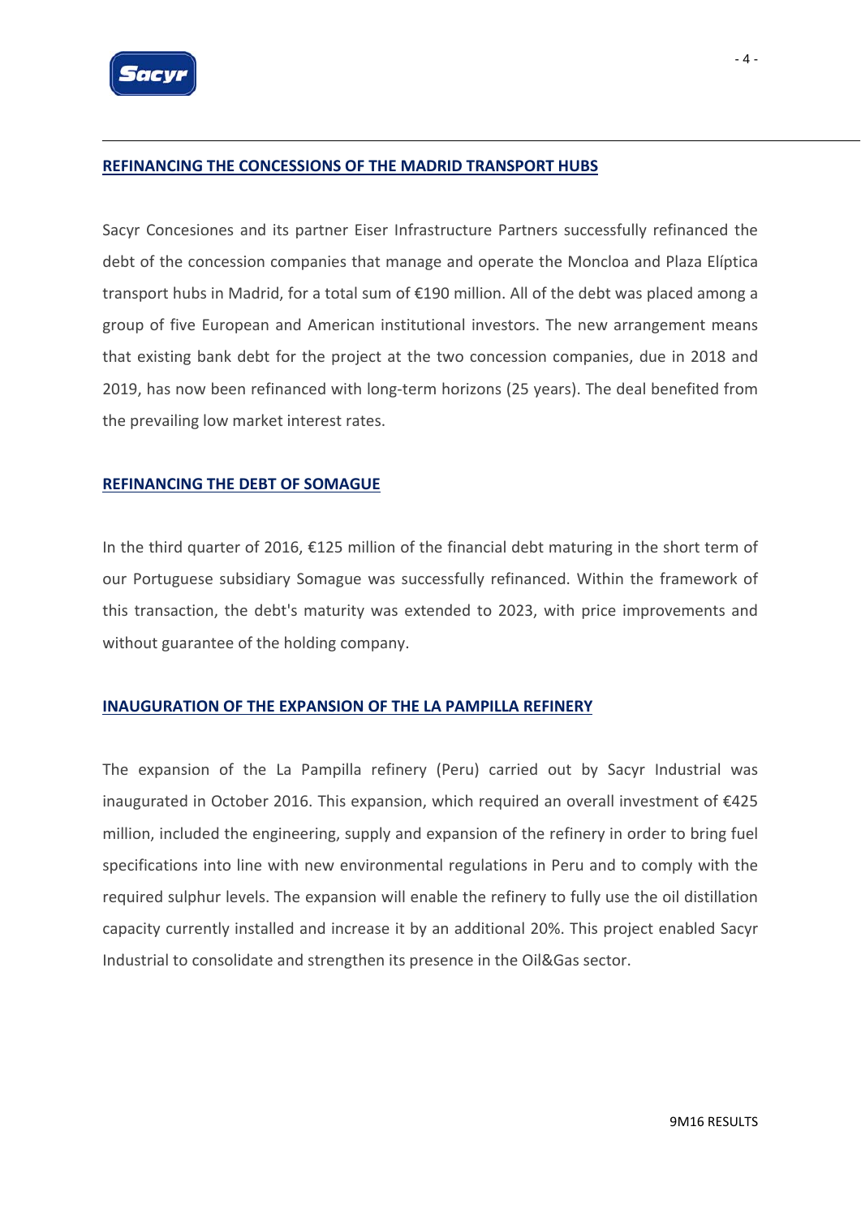## REFINANCING THE CONCESSIONS OF THE MADRID TRANSPORT HUBS

Sacyr Concesiones and its partner Eiser Infrastructure Partners successfully refinanced the debt of the concession companies that manage and operate the Moncloa and Plaza Elíptica transport hubs in Madrid, for a total sum of €190 million. All of the debt was placed among a group of five European and American institutional investors. The new arrangement means that existing bank debt for the project at the two concession companies, due in 2018 and 2019, has now been refinanced with long-term horizons (25 years). The deal benefited from the prevailing low market interest rates.

## REFINANCING THE DEBT OF SOMAGUE

In the third quarter of 2016, €125 million of the financial debt maturing in the short term of our Portuguese subsidiary Somague was successfully refinanced. Within the framework of this transaction, the debt's maturity was extended to 2023, with price improvements and without guarantee of the holding company.

## INAUGURATION OF THE EXPANSION OF THE LA PAMPILLA REFINERY

The expansion of the La Pampilla refinery (Peru) carried out by Sacyr Industrial was inaugurated in October 2016. This expansion, which required an overall investment of €425 million, included the engineering, supply and expansion of the refinery in order to bring fuel specifications into line with new environmental regulations in Peru and to comply with the required sulphur levels. The expansion will enable the refinery to fully use the oil distillation capacity currently installed and increase it by an additional 20%. This project enabled Sacyr Industrial to consolidate and strengthen its presence in the Oil&Gas sector.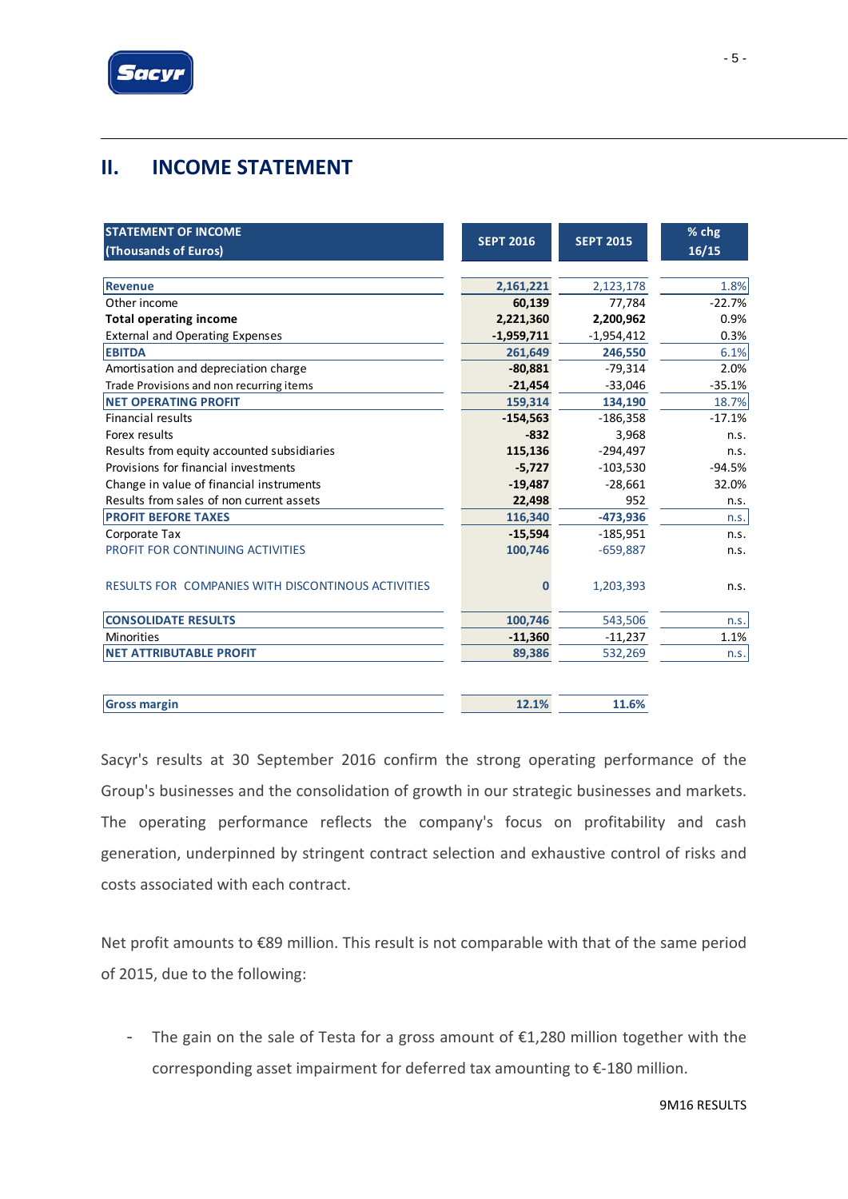## II. INCOME STATEMENT

| STATEMENT OF INCOME (Thousands of Euros) | SEPT 2016 | SEPT 2015 | % chg 16/15 |
|---|---|---|---|
| **Revenue** | 2,161,221 | 2,123,178 | 1.8% |
| Other income | 60,139 | 77,784 | -22.7% |
| **Total operating income** | 2,221,360 | 2,200,962 | 0.9% |
| External and Operating Expenses | -1,959,711 | -1,954,412 | 0.3% |
| **EBITDA** | 261,649 | 246,550 | 6.1% |
| Amortisation and depreciation charge | -80,881 | -79,314 | 2.0% |
| Trade Provisions and non recurring items | -21,454 | -33,046 | -35.1% |
| **NET OPERATING PROFIT** | 159,314 | 134,190 | 18.7% |
| Financial results | -154,563 | -186,358 | -17.1% |
| Forex results | -832 | 3,968 | n.s. |
| Results from equity accounted subsidiaries | 115,136 | -294,497 | n.s. |
| Provisions for financial investments | -5,727 | -103,530 | -94.5% |
| Change in value of financial instruments | -19,487 | -28,661 | 32.0% |
| Results from sales of non current assets | 22,498 | 952 | n.s. |
| **PROFIT BEFORE TAXES** | 116,340 | -473,936 | n.s. |
| Corporate Tax | -15,594 | -185,951 | n.s. |
| PROFIT FOR CONTINUING ACTIVITIES | 100,746 | -659,887 | n.s. |
| RESULTS FOR COMPANIES WITH DISCONTINOUS ACTIVITIES | 0 | 1,203,393 | n.s. |
| **CONSOLIDATE RESULTS** | 100,746 | 543,506 | n.s. |
| Minorities | -11,360 | -11,237 | 1.1% |
| **NET ATTRIBUTABLE PROFIT** | 89,386 | 532,269 | n.s. |
| | | | |
| **Gross margin** | 12.1% | 11.6% | |

Sacyr's results at 30 September 2016 confirm the strong operating performance of the Group's businesses and the consolidation of growth in our strategic businesses and markets. The operating performance reflects the company's focus on profitability and cash generation, underpinned by stringent contract selection and exhaustive control of risks and costs associated with each contract.

Net profit amounts to €89 million. This result is not comparable with that of the same period of 2015, due to the following:

- The gain on the sale of Testa for a gross amount of €1,280 million together with the corresponding asset impairment for deferred tax amounting to €-180 million.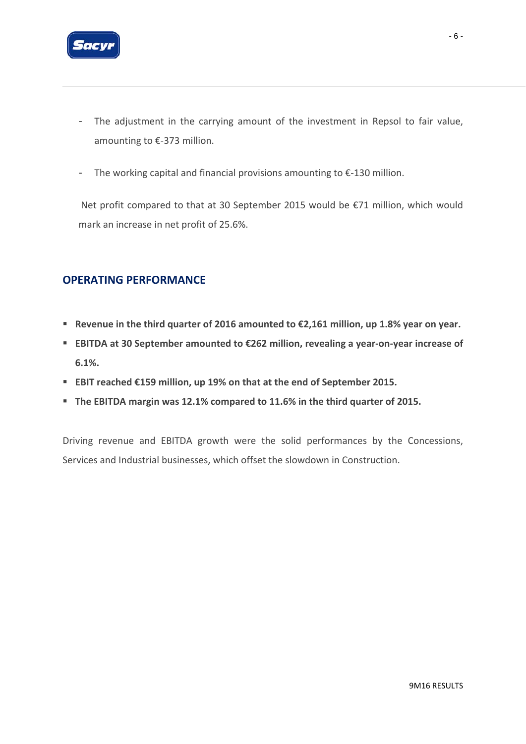- The adjustment in the carrying amount of the investment in Repsol to fair value, amounting to €-373 million.

- The working capital and financial provisions amounting to €-130 million.

Net profit compared to that at 30 September 2015 would be €71 million, which would mark an increase in net profit of 25.6%.

## OPERATING PERFORMANCE

- **Revenue in the third quarter of 2016 amounted to €2,161 million, up 1.8% year on year.**
- **EBITDA at 30 September amounted to €262 million, revealing a year-on-year increase of 6.1%.**
- **EBIT reached €159 million, up 19% on that at the end of September 2015.**
- **The EBITDA margin was 12.1% compared to 11.6% in the third quarter of 2015.**

Driving revenue and EBITDA growth were the solid performances by the Concessions, Services and Industrial businesses, which offset the slowdown in Construction.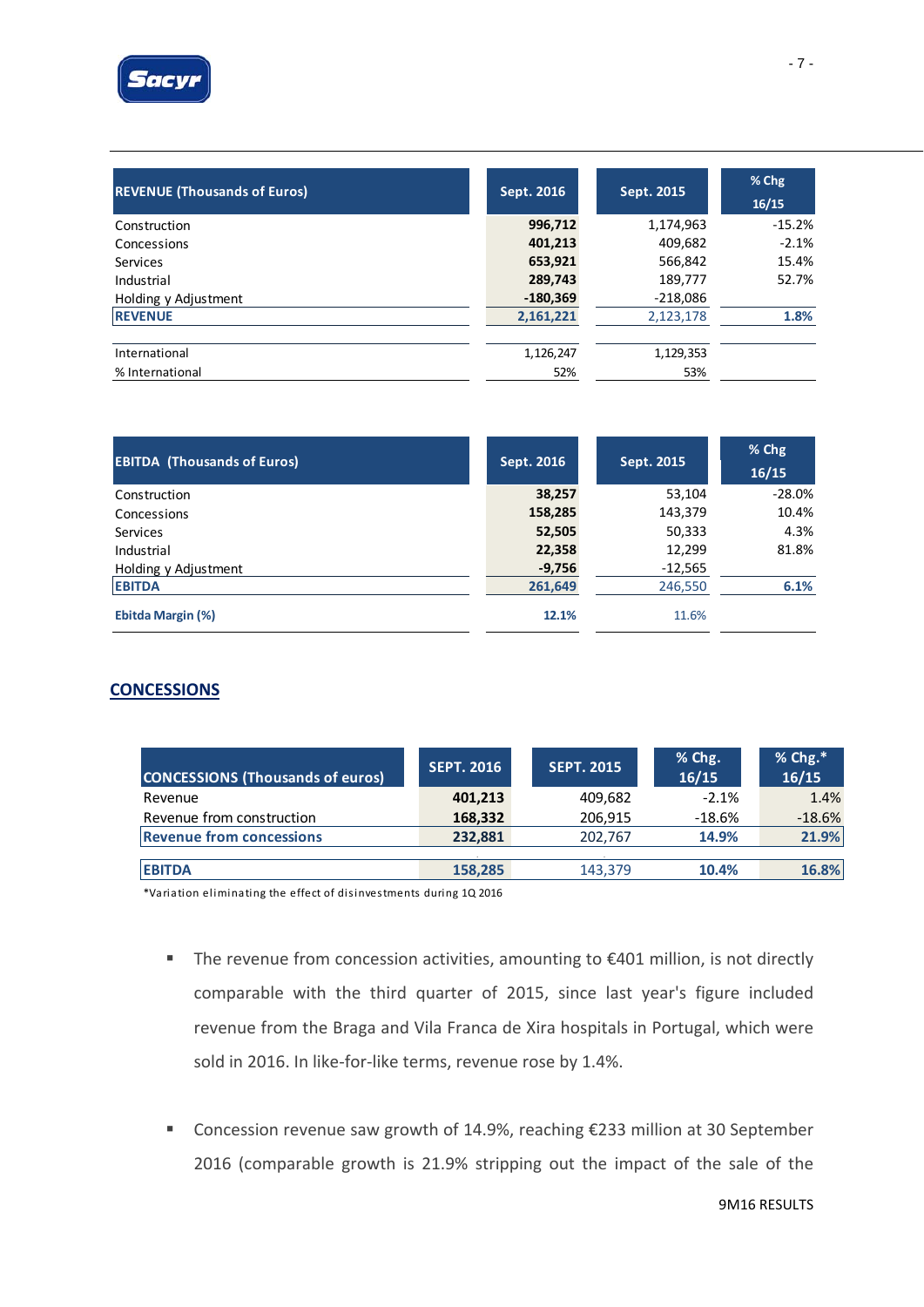| REVENUE (Thousands of Euros) | Sept. 2016 | Sept. 2015 | % Chg 16/15 |
|---|---|---|---|
| Construction | **996,712** | 1,174,963 | -15.2% |
| Concessions | **401,213** | 409,682 | -2.1% |
| Services | **653,921** | 566,842 | 15.4% |
| Industrial | **289,743** | 189,777 | 52.7% |
| Holding y Adjustment | **-180,369** | -218,086 | |
| **REVENUE** | **2,161,221** | 2,123,178 | **1.8%** |
| | | | |
| International | 1,126,247 | 1,129,353 | |
| % International | 52% | 53% | |

| EBITDA (Thousands of Euros) | Sept. 2016 | Sept. 2015 | % Chg 16/15 |
|---|---|---|---|
| Construction | **38,257** | 53,104 | -28.0% |
| Concessions | **158,285** | 143,379 | 10.4% |
| Services | **52,505** | 50,333 | 4.3% |
| Industrial | **22,358** | 12,299 | 81.8% |
| Holding y Adjustment | **-9,756** | -12,565 | |
| **EBITDA** | **261,649** | 246,550 | **6.1%** |
| | | | |
| **Ebitda Margin (%)** | **12.1%** | 11.6% | |

## CONCESSIONS

| CONCESSIONS (Thousands of euros) | SEPT. 2016 | SEPT. 2015 | % Chg. 16/15 | % Chg.* 16/15 |
|---|---|---|---|---|
| Revenue | **401,213** | 409,682 | -2.1% | 1.4% |
| Revenue from construction | **168,332** | 206,915 | -18.6% | -18.6% |
| **Revenue from concessions** | **232,881** | 202,767 | **14.9%** | **21.9%** |
| | | | | |
| **EBITDA** | **158,285** | 143,379 | **10.4%** | **16.8%** |

*Variation eliminating the effect of disinvestments during 1Q 2016

- The revenue from concession activities, amounting to €401 million, is not directly comparable with the third quarter of 2015, since last year's figure included revenue from the Braga and Vila Franca de Xira hospitals in Portugal, which were sold in 2016. In like-for-like terms, revenue rose by 1.4%.

- Concession revenue saw growth of 14.9%, reaching €233 million at 30 September 2016 (comparable growth is 21.9% stripping out the impact of the sale of the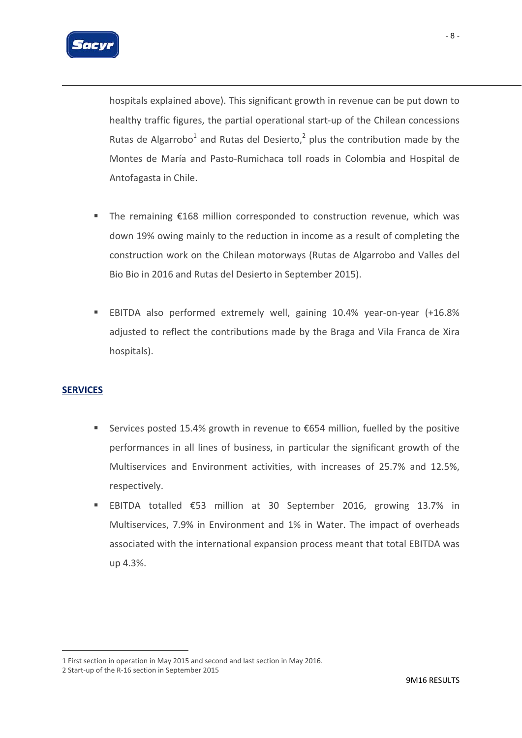hospitals explained above). This significant growth in revenue can be put down to healthy traffic figures, the partial operational start-up of the Chilean concessions Rutas de Algarrobo[1] and Rutas del Desierto,[2] plus the contribution made by the Montes de María and Pasto-Rumichaca toll roads in Colombia and Hospital de Antofagasta in Chile.

- The remaining €168 million corresponded to construction revenue, which was down 19% owing mainly to the reduction in income as a result of completing the construction work on the Chilean motorways (Rutas de Algarrobo and Valles del Bio Bio in 2016 and Rutas del Desierto in September 2015).

- EBITDA also performed extremely well, gaining 10.4% year-on-year (+16.8% adjusted to reflect the contributions made by the Braga and Vila Franca de Xira hospitals).

## SERVICES

- Services posted 15.4% growth in revenue to €654 million, fuelled by the positive performances in all lines of business, in particular the significant growth of the Multiservices and Environment activities, with increases of 25.7% and 12.5%, respectively.
- EBITDA totalled €53 million at 30 September 2016, growing 13.7% in Multiservices, 7.9% in Environment and 1% in Water. The impact of overheads associated with the international expansion process meant that total EBITDA was up 4.3%.

---

1 First section in operation in May 2015 and second and last section in May 2016.
2 Start-up of the R-16 section in September 2015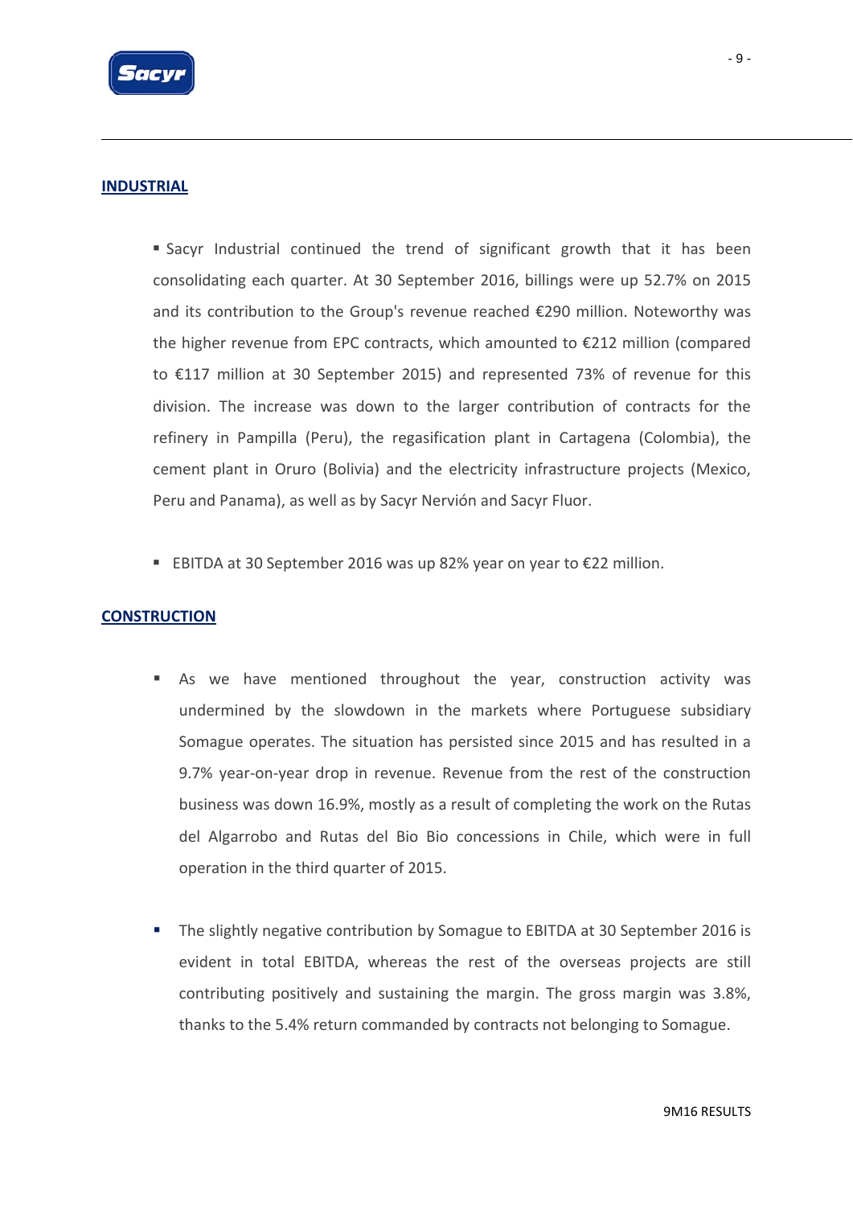## INDUSTRIAL

- Sacyr Industrial continued the trend of significant growth that it has been consolidating each quarter. At 30 September 2016, billings were up 52.7% on 2015 and its contribution to the Group's revenue reached €290 million. Noteworthy was the higher revenue from EPC contracts, which amounted to €212 million (compared to €117 million at 30 September 2015) and represented 73% of revenue for this division. The increase was down to the larger contribution of contracts for the refinery in Pampilla (Peru), the regasification plant in Cartagena (Colombia), the cement plant in Oruro (Bolivia) and the electricity infrastructure projects (Mexico, Peru and Panama), as well as by Sacyr Nervión and Sacyr Fluor.

- EBITDA at 30 September 2016 was up 82% year on year to €22 million.

## CONSTRUCTION

- As we have mentioned throughout the year, construction activity was undermined by the slowdown in the markets where Portuguese subsidiary Somague operates. The situation has persisted since 2015 and has resulted in a 9.7% year-on-year drop in revenue. Revenue from the rest of the construction business was down 16.9%, mostly as a result of completing the work on the Rutas del Algarrobo and Rutas del Bio Bio concessions in Chile, which were in full operation in the third quarter of 2015.

- The slightly negative contribution by Somague to EBITDA at 30 September 2016 is evident in total EBITDA, whereas the rest of the overseas projects are still contributing positively and sustaining the margin. The gross margin was 3.8%, thanks to the 5.4% return commanded by contracts not belonging to Somague.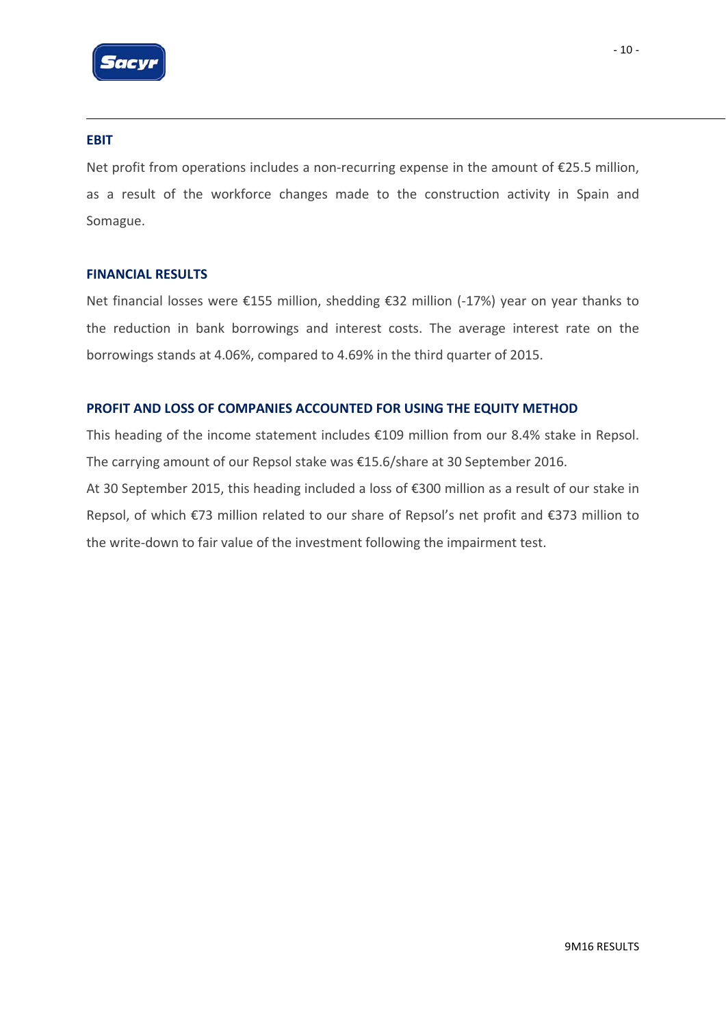## EBIT

Net profit from operations includes a non-recurring expense in the amount of €25.5 million, as a result of the workforce changes made to the construction activity in Spain and Somague.

## FINANCIAL RESULTS

Net financial losses were €155 million, shedding €32 million (-17%) year on year thanks to the reduction in bank borrowings and interest costs. The average interest rate on the borrowings stands at 4.06%, compared to 4.69% in the third quarter of 2015.

## PROFIT AND LOSS OF COMPANIES ACCOUNTED FOR USING THE EQUITY METHOD

This heading of the income statement includes €109 million from our 8.4% stake in Repsol. The carrying amount of our Repsol stake was €15.6/share at 30 September 2016.

At 30 September 2015, this heading included a loss of €300 million as a result of our stake in Repsol, of which €73 million related to our share of Repsol's net profit and €373 million to the write-down to fair value of the investment following the impairment test.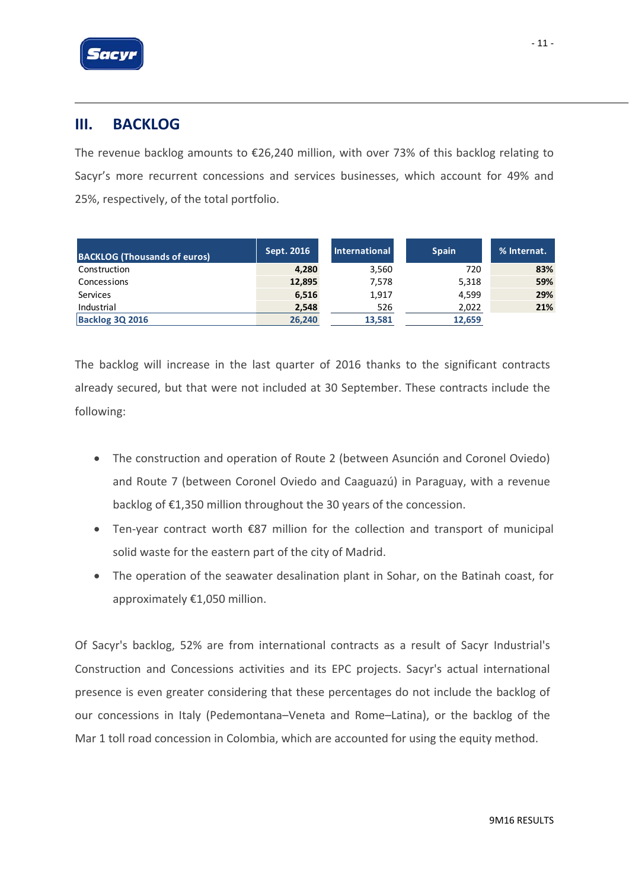## III. BACKLOG

The revenue backlog amounts to €26,240 million, with over 73% of this backlog relating to Sacyr's more recurrent concessions and services businesses, which account for 49% and 25%, respectively, of the total portfolio.

| BACKLOG (Thousands of euros) | Sept. 2016 | International | Spain | % Internat. |
|---|---|---|---|---|
| Construction | **4,280** | 3,560 | 720 | **83%** |
| Concessions | **12,895** | 7,578 | 5,318 | **59%** |
| Services | **6,516** | 1,917 | 4,599 | **29%** |
| Industrial | **2,548** | 526 | 2,022 | **21%** |
| **Backlog 3Q 2016** | **26,240** | **13,581** | **12,659** | |

The backlog will increase in the last quarter of 2016 thanks to the significant contracts already secured, but that were not included at 30 September. These contracts include the following:

- The construction and operation of Route 2 (between Asunción and Coronel Oviedo) and Route 7 (between Coronel Oviedo and Caaguazú) in Paraguay, with a revenue backlog of €1,350 million throughout the 30 years of the concession.
- Ten-year contract worth €87 million for the collection and transport of municipal solid waste for the eastern part of the city of Madrid.
- The operation of the seawater desalination plant in Sohar, on the Batinah coast, for approximately €1,050 million.

Of Sacyr's backlog, 52% are from international contracts as a result of Sacyr Industrial's Construction and Concessions activities and its EPC projects. Sacyr's actual international presence is even greater considering that these percentages do not include the backlog of our concessions in Italy (Pedemontana–Veneta and Rome–Latina), or the backlog of the Mar 1 toll road concession in Colombia, which are accounted for using the equity method.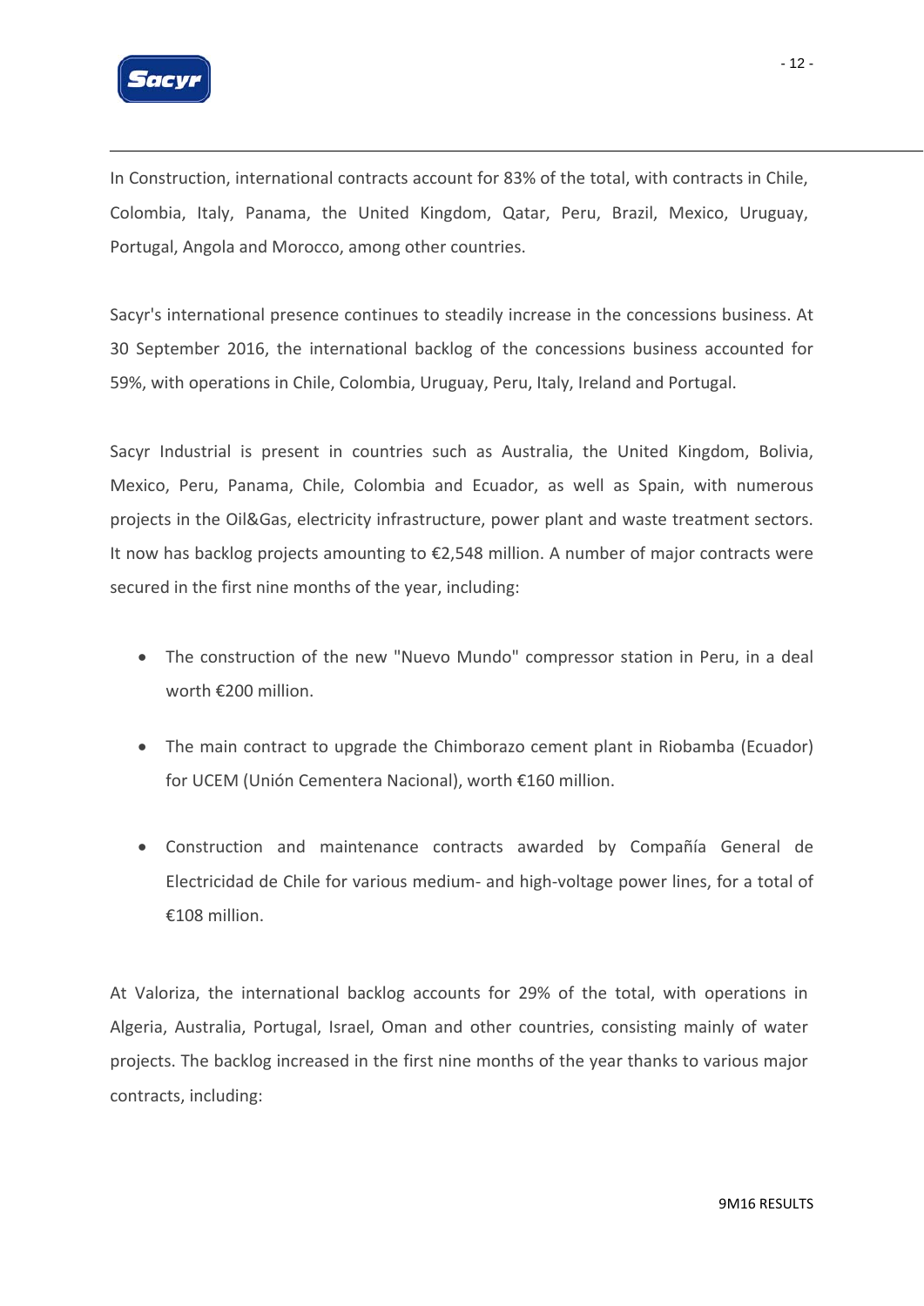In Construction, international contracts account for 83% of the total, with contracts in Chile, Colombia, Italy, Panama, the United Kingdom, Qatar, Peru, Brazil, Mexico, Uruguay, Portugal, Angola and Morocco, among other countries.

Sacyr's international presence continues to steadily increase in the concessions business. At 30 September 2016, the international backlog of the concessions business accounted for 59%, with operations in Chile, Colombia, Uruguay, Peru, Italy, Ireland and Portugal.

Sacyr Industrial is present in countries such as Australia, the United Kingdom, Bolivia, Mexico, Peru, Panama, Chile, Colombia and Ecuador, as well as Spain, with numerous projects in the Oil&Gas, electricity infrastructure, power plant and waste treatment sectors. It now has backlog projects amounting to €2,548 million. A number of major contracts were secured in the first nine months of the year, including:

- The construction of the new "Nuevo Mundo" compressor station in Peru, in a deal worth €200 million.
- The main contract to upgrade the Chimborazo cement plant in Riobamba (Ecuador) for UCEM (Unión Cementera Nacional), worth €160 million.
- Construction and maintenance contracts awarded by Compañía General de Electricidad de Chile for various medium- and high-voltage power lines, for a total of €108 million.

At Valoriza, the international backlog accounts for 29% of the total, with operations in Algeria, Australia, Portugal, Israel, Oman and other countries, consisting mainly of water projects. The backlog increased in the first nine months of the year thanks to various major contracts, including: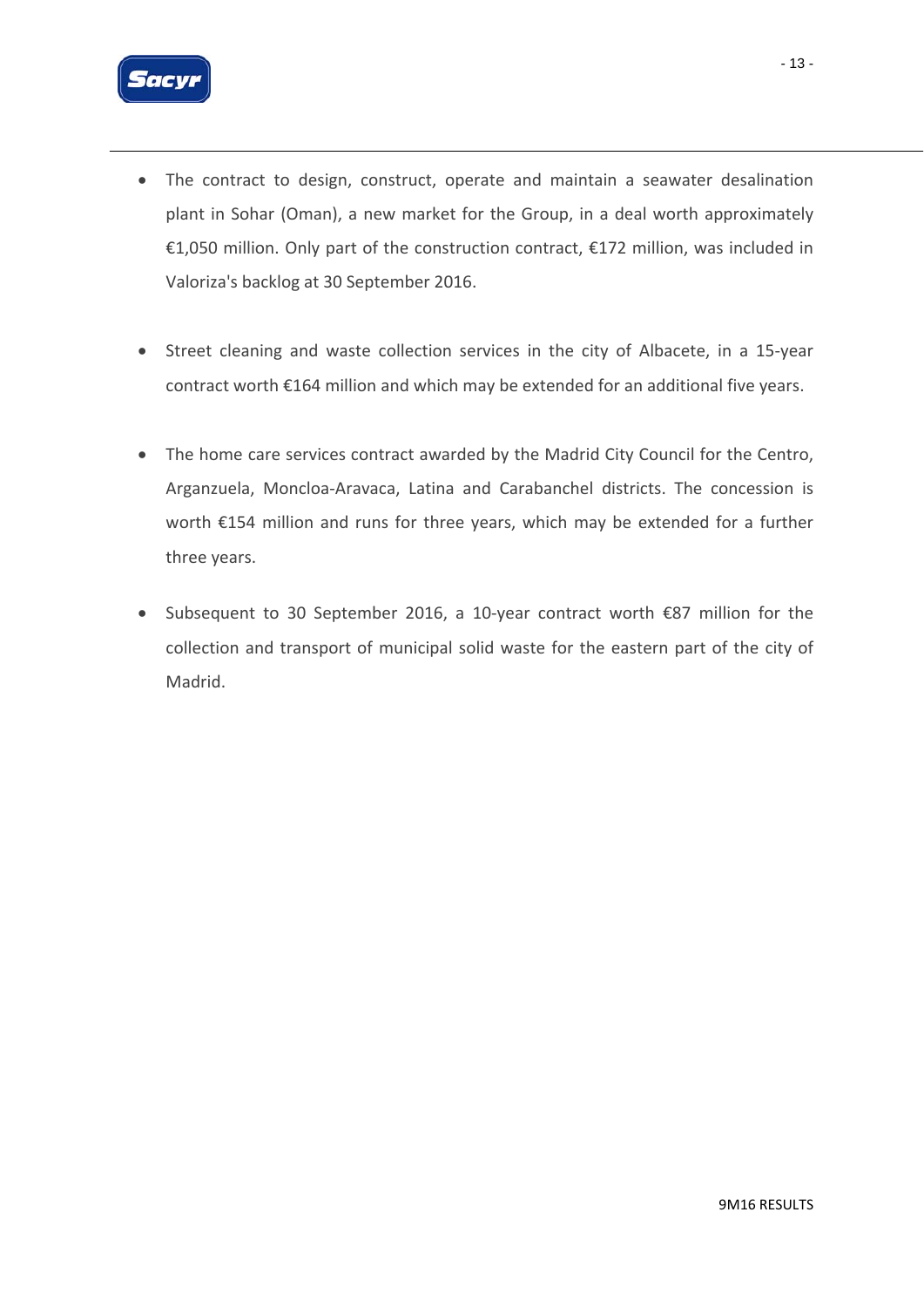- The contract to design, construct, operate and maintain a seawater desalination plant in Sohar (Oman), a new market for the Group, in a deal worth approximately €1,050 million. Only part of the construction contract, €172 million, was included in Valoriza's backlog at 30 September 2016.

- Street cleaning and waste collection services in the city of Albacete, in a 15-year contract worth €164 million and which may be extended for an additional five years.

- The home care services contract awarded by the Madrid City Council for the Centro, Arganzuela, Moncloa-Aravaca, Latina and Carabanchel districts. The concession is worth €154 million and runs for three years, which may be extended for a further three years.

- Subsequent to 30 September 2016, a 10-year contract worth €87 million for the collection and transport of municipal solid waste for the eastern part of the city of Madrid.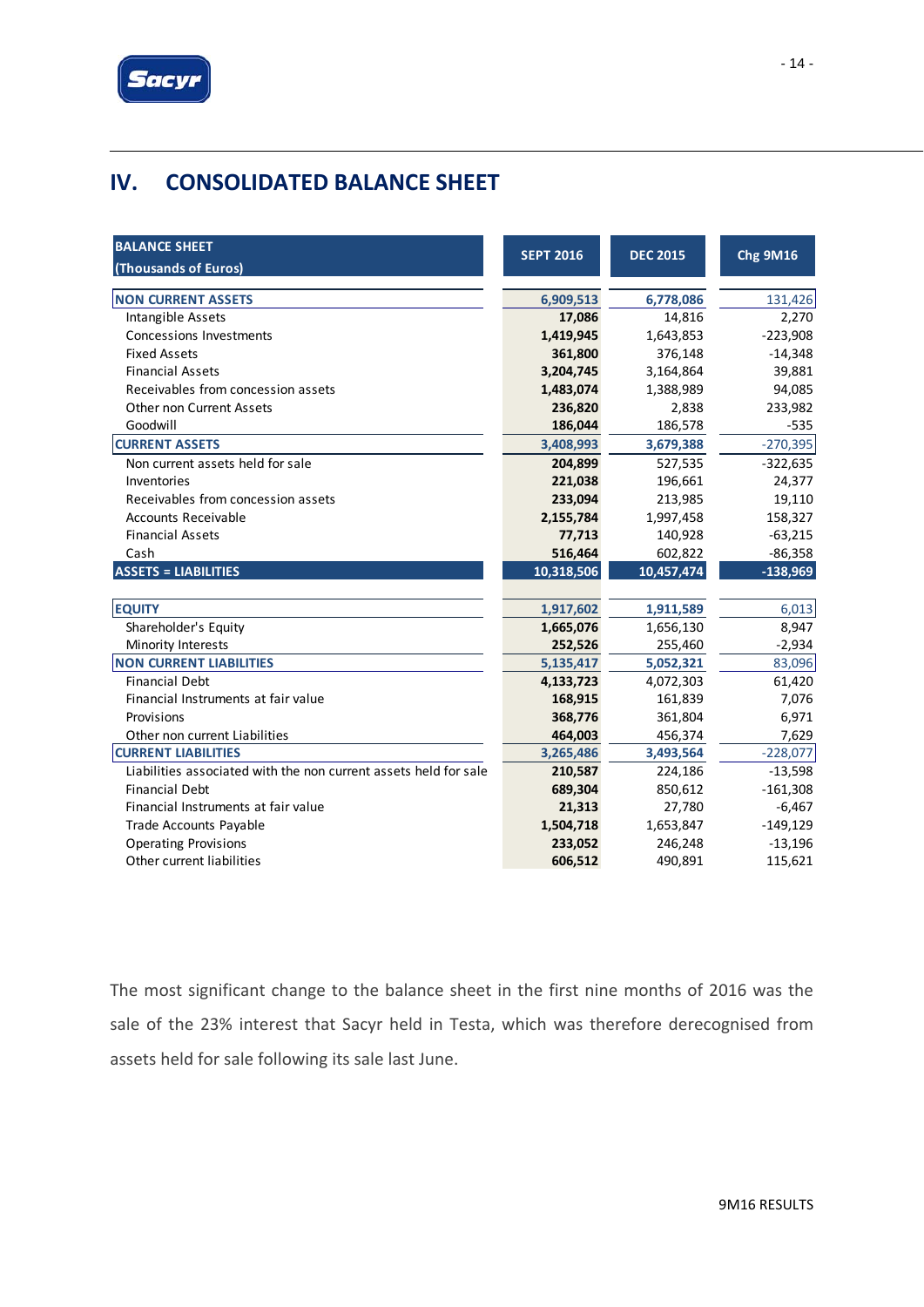## IV. CONSOLIDATED BALANCE SHEET

| BALANCE SHEET (Thousands of Euros) | SEPT 2016 | DEC 2015 | Chg 9M16 |
|---|---|---|---|
| **NON CURRENT ASSETS** | **6,909,513** | **6,778,086** | 131,426 |
| Intangible Assets | **17,086** | 14,816 | 2,270 |
| Concessions Investments | **1,419,945** | 1,643,853 | -223,908 |
| Fixed Assets | **361,800** | 376,148 | -14,348 |
| Financial Assets | **3,204,745** | 3,164,864 | 39,881 |
| Receivables from concession assets | **1,483,074** | 1,388,989 | 94,085 |
| Other non Current Assets | **236,820** | 2,838 | 233,982 |
| Goodwill | **186,044** | 186,578 | -535 |
| **CURRENT ASSETS** | **3,408,993** | **3,679,388** | -270,395 |
| Non current assets held for sale | **204,899** | 527,535 | -322,635 |
| Inventories | **221,038** | 196,661 | 24,377 |
| Receivables from concession assets | **233,094** | 213,985 | 19,110 |
| Accounts Receivable | **2,155,784** | 1,997,458 | 158,327 |
| Financial Assets | **77,713** | 140,928 | -63,215 |
| Cash | **516,464** | 602,822 | -86,358 |
| **ASSETS = LIABILITIES** | **10,318,506** | **10,457,474** | **-138,969** |
| | | | |
| **EQUITY** | **1,917,602** | **1,911,589** | 6,013 |
| Shareholder's Equity | **1,665,076** | 1,656,130 | 8,947 |
| Minority Interests | **252,526** | 255,460 | -2,934 |
| **NON CURRENT LIABILITIES** | **5,135,417** | **5,052,321** | 83,096 |
| Financial Debt | **4,133,723** | 4,072,303 | 61,420 |
| Financial Instruments at fair value | **168,915** | 161,839 | 7,076 |
| Provisions | **368,776** | 361,804 | 6,971 |
| Other non current Liabilities | **464,003** | 456,374 | 7,629 |
| **CURRENT LIABILITIES** | **3,265,486** | **3,493,564** | -228,077 |
| Liabilities associated with the non current assets held for sale | **210,587** | 224,186 | -13,598 |
| Financial Debt | **689,304** | 850,612 | -161,308 |
| Financial Instruments at fair value | **21,313** | 27,780 | -6,467 |
| Trade Accounts Payable | **1,504,718** | 1,653,847 | -149,129 |
| Operating Provisions | **233,052** | 246,248 | -13,196 |
| Other current liabilities | **606,512** | 490,891 | 115,621 |

The most significant change to the balance sheet in the first nine months of 2016 was the sale of the 23% interest that Sacyr held in Testa, which was therefore derecognised from assets held for sale following its sale last June.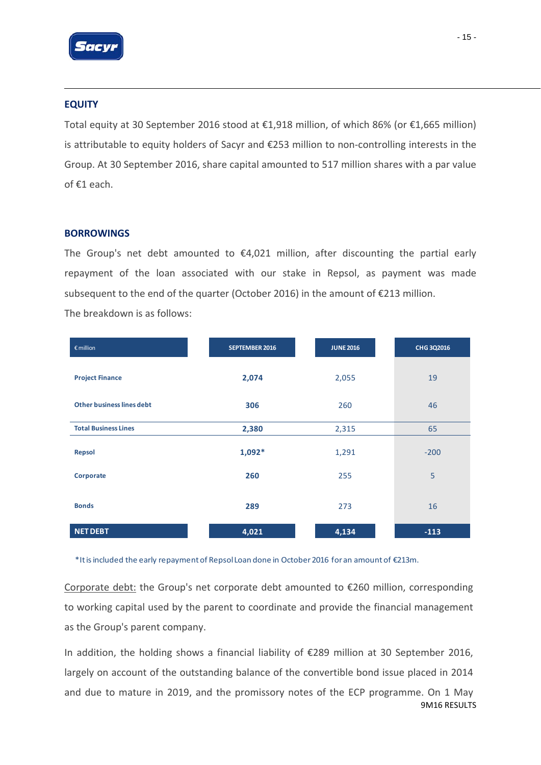## EQUITY

Total equity at 30 September 2016 stood at €1,918 million, of which 86% (or €1,665 million) is attributable to equity holders of Sacyr and €253 million to non-controlling interests in the Group. At 30 September 2016, share capital amounted to 517 million shares with a par value of €1 each.

## BORROWINGS

The Group's net debt amounted to €4,021 million, after discounting the partial early repayment of the loan associated with our stake in Repsol, as payment was made subsequent to the end of the quarter (October 2016) in the amount of €213 million.

The breakdown is as follows:

| € million | SEPTEMBER 2016 | JUNE 2016 | CHG 3Q2016 |
|---|---|---|---|
| **Project Finance** | **2,074** | 2,055 | 19 |
| **Other business lines debt** | **306** | 260 | 46 |
| **Total Business Lines** | **2,380** | 2,315 | 65 |
| **Repsol** | **1,092*** | 1,291 | -200 |
| **Corporate** | **260** | 255 | 5 |
| **Bonds** | **289** | 273 | 16 |
| **NET DEBT** | **4,021** | **4,134** | **-113** |

*It is included the early repayment of Repsol Loan done in October 2016 for an amount of €213m.

Corporate debt: the Group's net corporate debt amounted to €260 million, corresponding to working capital used by the parent to coordinate and provide the financial management as the Group's parent company.

In addition, the holding shows a financial liability of €289 million at 30 September 2016, largely on account of the outstanding balance of the convertible bond issue placed in 2014 and due to mature in 2019, and the promissory notes of the ECP programme. On 1 May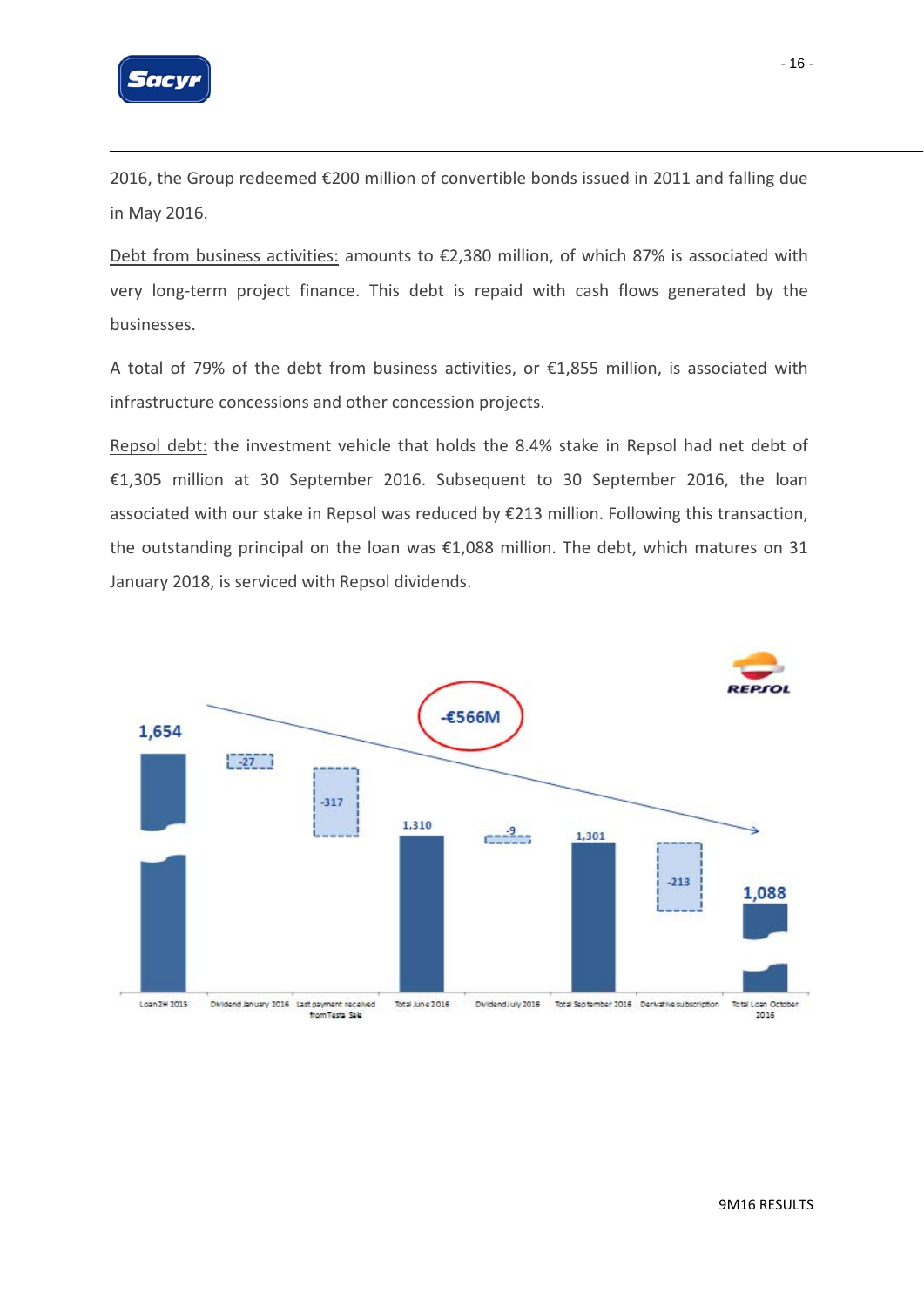2016, the Group redeemed €200 million of convertible bonds issued in 2011 and falling due in May 2016.

Debt from business activities: amounts to €2,380 million, of which 87% is associated with very long-term project finance. This debt is repaid with cash flows generated by the businesses.

A total of 79% of the debt from business activities, or €1,855 million, is associated with infrastructure concessions and other concession projects.

Repsol debt: the investment vehicle that holds the 8.4% stake in Repsol had net debt of €1,305 million at 30 September 2016. Subsequent to 30 September 2016, the loan associated with our stake in Repsol was reduced by €213 million. Following this transaction, the outstanding principal on the loan was €1,088 million. The debt, which matures on 31 January 2018, is serviced with Repsol dividends.

| Loan 2H 2015 | Dividend January 2016 | Last payment received from Testa Sale | Total June 2016 | Dividend July 2016 | Total September 2016 | Derivative subscription | Total Loan October 2016 |
|---|---|---|---|---|---|---|---|
| 1,654 | -27 | -317 | 1,310 | -9 | 1,301 | -213 | 1,088 |

-€566M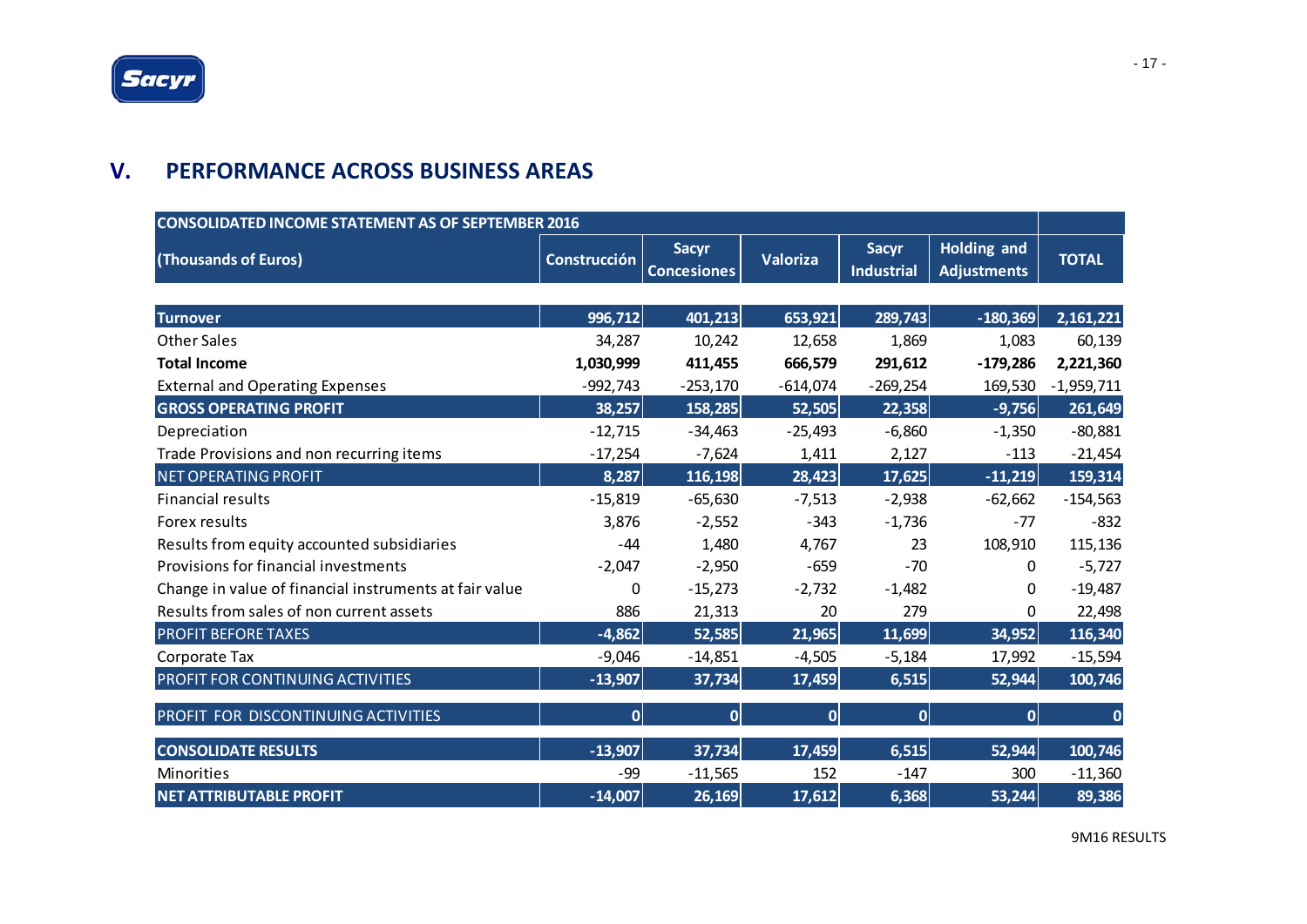## V. PERFORMANCE ACROSS BUSINESS AREAS

| CONSOLIDATED INCOME STATEMENT AS OF SEPTEMBER 2016 | | | | | | |
|---|---|---|---|---|---|---|
| (Thousands of Euros) | Construcción | Sacyr Concesiones | Valoriza | Sacyr Industrial | Holding and Adjustments | TOTAL |
| **Turnover** | 996,712 | 401,213 | 653,921 | 289,743 | -180,369 | 2,161,221 |
| Other Sales | 34,287 | 10,242 | 12,658 | 1,869 | 1,083 | 60,139 |
| **Total Income** | **1,030,999** | **411,455** | **666,579** | **291,612** | **-179,286** | **2,221,360** |
| External and Operating Expenses | -992,743 | -253,170 | -614,074 | -269,254 | 169,530 | -1,959,711 |
| **GROSS OPERATING PROFIT** | 38,257 | 158,285 | 52,505 | 22,358 | -9,756 | 261,649 |
| Depreciation | -12,715 | -34,463 | -25,493 | -6,860 | -1,350 | -80,881 |
| Trade Provisions and non recurring items | -17,254 | -7,624 | 1,411 | 2,127 | -113 | -21,454 |
| NET OPERATING PROFIT | 8,287 | 116,198 | 28,423 | 17,625 | -11,219 | 159,314 |
| Financial results | -15,819 | -65,630 | -7,513 | -2,938 | -62,662 | -154,563 |
| Forex results | 3,876 | -2,552 | -343 | -1,736 | -77 | -832 |
| Results from equity accounted subsidiaries | -44 | 1,480 | 4,767 | 23 | 108,910 | 115,136 |
| Provisions for financial investments | -2,047 | -2,950 | -659 | -70 | 0 | -5,727 |
| Change in value of financial instruments at fair value | 0 | -15,273 | -2,732 | -1,482 | 0 | -19,487 |
| Results from sales of non current assets | 886 | 21,313 | 20 | 279 | 0 | 22,498 |
| PROFIT BEFORE TAXES | -4,862 | 52,585 | 21,965 | 11,699 | 34,952 | 116,340 |
| Corporate Tax | -9,046 | -14,851 | -4,505 | -5,184 | 17,992 | -15,594 |
| PROFIT FOR CONTINUING ACTIVITIES | -13,907 | 37,734 | 17,459 | 6,515 | 52,944 | 100,746 |
| PROFIT FOR DISCONTINUING ACTIVITIES | 0 | 0 | 0 | 0 | 0 | 0 |
| **CONSOLIDATE RESULTS** | -13,907 | 37,734 | 17,459 | 6,515 | 52,944 | 100,746 |
| Minorities | -99 | -11,565 | 152 | -147 | 300 | -11,360 |
| **NET ATTRIBUTABLE PROFIT** | -14,007 | 26,169 | 17,612 | 6,368 | 53,244 | 89,386 |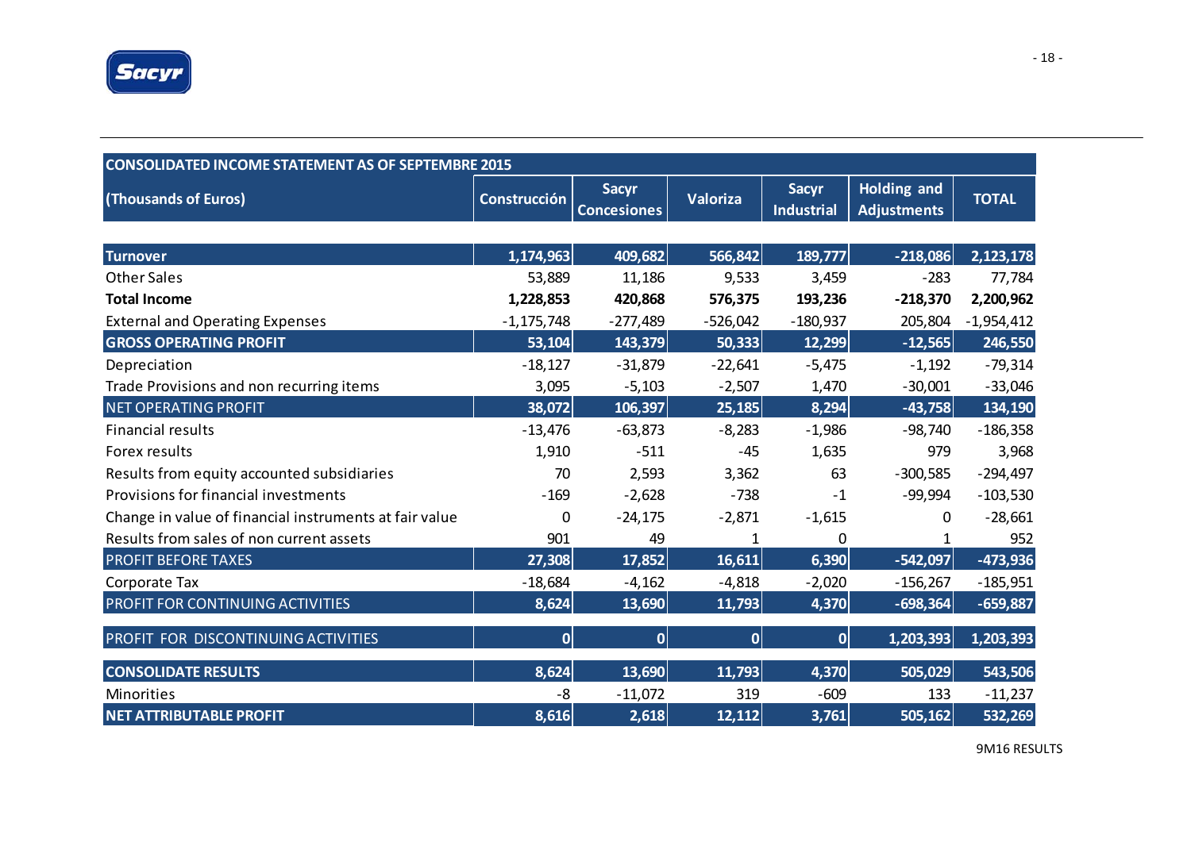| CONSOLIDATED INCOME STATEMENT AS OF SEPTEMBRE 2015 | | | | | | |
|---|---|---|---|---|---|---|
| **(Thousands of Euros)** | **Construcción** | **Sacyr Concesiones** | **Valoriza** | **Sacyr Industrial** | **Holding and Adjustments** | **TOTAL** |
| **Turnover** | **1,174,963** | **409,682** | **566,842** | **189,777** | **-218,086** | **2,123,178** |
| Other Sales | 53,889 | 11,186 | 9,533 | 3,459 | -283 | 77,784 |
| **Total Income** | **1,228,853** | **420,868** | **576,375** | **193,236** | **-218,370** | **2,200,962** |
| External and Operating Expenses | -1,175,748 | -277,489 | -526,042 | -180,937 | 205,804 | -1,954,412 |
| **GROSS OPERATING PROFIT** | **53,104** | **143,379** | **50,333** | **12,299** | **-12,565** | **246,550** |
| Depreciation | -18,127 | -31,879 | -22,641 | -5,475 | -1,192 | -79,314 |
| Trade Provisions and non recurring items | 3,095 | -5,103 | -2,507 | 1,470 | -30,001 | -33,046 |
| NET OPERATING PROFIT | **38,072** | **106,397** | **25,185** | **8,294** | **-43,758** | **134,190** |
| Financial results | -13,476 | -63,873 | -8,283 | -1,986 | -98,740 | -186,358 |
| Forex results | 1,910 | -511 | -45 | 1,635 | 979 | 3,968 |
| Results from equity accounted subsidiaries | 70 | 2,593 | 3,362 | 63 | -300,585 | -294,497 |
| Provisions for financial investments | -169 | -2,628 | -738 | -1 | -99,994 | -103,530 |
| Change in value of financial instruments at fair value | 0 | -24,175 | -2,871 | -1,615 | 0 | -28,661 |
| Results from sales of non current assets | 901 | 49 | 1 | 0 | 1 | 952 |
| PROFIT BEFORE TAXES | **27,308** | **17,852** | **16,611** | **6,390** | **-542,097** | **-473,936** |
| Corporate Tax | -18,684 | -4,162 | -4,818 | -2,020 | -156,267 | -185,951 |
| PROFIT FOR CONTINUING ACTIVITIES | **8,624** | **13,690** | **11,793** | **4,370** | **-698,364** | **-659,887** |
| PROFIT FOR DISCONTINUING ACTIVITIES | **0** | **0** | **0** | **0** | **1,203,393** | **1,203,393** |
| **CONSOLIDATE RESULTS** | **8,624** | **13,690** | **11,793** | **4,370** | **505,029** | **543,506** |
| Minorities | -8 | -11,072 | 319 | -609 | 133 | -11,237 |
| **NET ATTRIBUTABLE PROFIT** | **8,616** | **2,618** | **12,112** | **3,761** | **505,162** | **532,269** |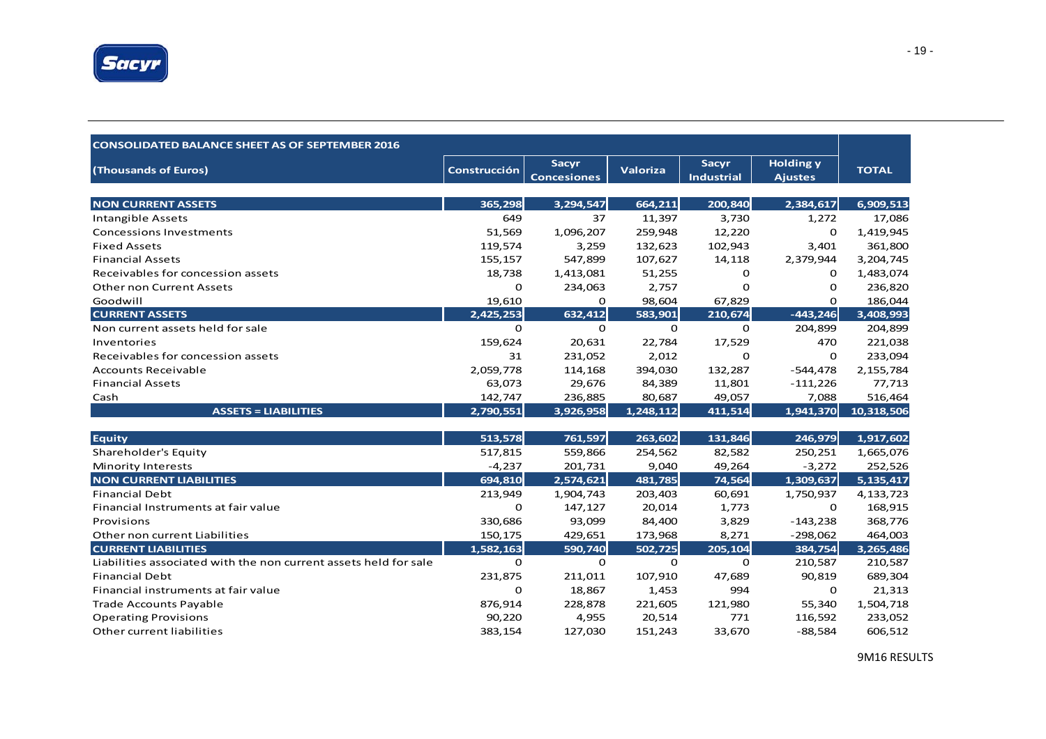| CONSOLIDATED BALANCE SHEET AS OF SEPTEMBER 2016 | | | | | | |
|---|---|---|---|---|---|---|
| (Thousands of Euros) | Construcción | Sacyr Concesiones | Valoriza | Sacyr Industrial | Holding y Ajustes | TOTAL |
| **NON CURRENT ASSETS** | **365,298** | **3,294,547** | **664,211** | **200,840** | **2,384,617** | **6,909,513** |
| Intangible Assets | 649 | 37 | 11,397 | 3,730 | 1,272 | 17,086 |
| Concessions Investments | 51,569 | 1,096,207 | 259,948 | 12,220 | 0 | 1,419,945 |
| Fixed Assets | 119,574 | 3,259 | 132,623 | 102,943 | 3,401 | 361,800 |
| Financial Assets | 155,157 | 547,899 | 107,627 | 14,118 | 2,379,944 | 3,204,745 |
| Receivables for concession assets | 18,738 | 1,413,081 | 51,255 | 0 | 0 | 1,483,074 |
| Other non Current Assets | 0 | 234,063 | 2,757 | 0 | 0 | 236,820 |
| Goodwill | 19,610 | 0 | 98,604 | 67,829 | 0 | 186,044 |
| **CURRENT ASSETS** | **2,425,253** | **632,412** | **583,901** | **210,674** | **-443,246** | **3,408,993** |
| Non current assets held for sale | 0 | 0 | 0 | 0 | 204,899 | 204,899 |
| Inventories | 159,624 | 20,631 | 22,784 | 17,529 | 470 | 221,038 |
| Receivables for concession assets | 31 | 231,052 | 2,012 | 0 | 0 | 233,094 |
| Accounts Receivable | 2,059,778 | 114,168 | 394,030 | 132,287 | -544,478 | 2,155,784 |
| Financial Assets | 63,073 | 29,676 | 84,389 | 11,801 | -111,226 | 77,713 |
| Cash | 142,747 | 236,885 | 80,687 | 49,057 | 7,088 | 516,464 |
| **ASSETS = LIABILITIES** | **2,790,551** | **3,926,958** | **1,248,112** | **411,514** | **1,941,370** | **10,318,506** |
| | | | | | | |
| **Equity** | **513,578** | **761,597** | **263,602** | **131,846** | **246,979** | **1,917,602** |
| Shareholder's Equity | 517,815 | 559,866 | 254,562 | 82,582 | 250,251 | 1,665,076 |
| Minority Interests | -4,237 | 201,731 | 9,040 | 49,264 | -3,272 | 252,526 |
| **NON CURRENT LIABILITIES** | **694,810** | **2,574,621** | **481,785** | **74,564** | **1,309,637** | **5,135,417** |
| Financial Debt | 213,949 | 1,904,743 | 203,403 | 60,691 | 1,750,937 | 4,133,723 |
| Financial Instruments at fair value | 0 | 147,127 | 20,014 | 1,773 | 0 | 168,915 |
| Provisions | 330,686 | 93,099 | 84,400 | 3,829 | -143,238 | 368,776 |
| Other non current Liabilities | 150,175 | 429,651 | 173,968 | 8,271 | -298,062 | 464,003 |
| **CURRENT LIABILITIES** | **1,582,163** | **590,740** | **502,725** | **205,104** | **384,754** | **3,265,486** |
| Liabilities associated with the non current assets held for sale | 0 | 0 | 0 | 0 | 210,587 | 210,587 |
| Financial Debt | 231,875 | 211,011 | 107,910 | 47,689 | 90,819 | 689,304 |
| Financial instruments at fair value | 0 | 18,867 | 1,453 | 994 | 0 | 21,313 |
| Trade Accounts Payable | 876,914 | 228,878 | 221,605 | 121,980 | 55,340 | 1,504,718 |
| Operating Provisions | 90,220 | 4,955 | 20,514 | 771 | 116,592 | 233,052 |
| Other current liabilities | 383,154 | 127,030 | 151,243 | 33,670 | -88,584 | 606,512 |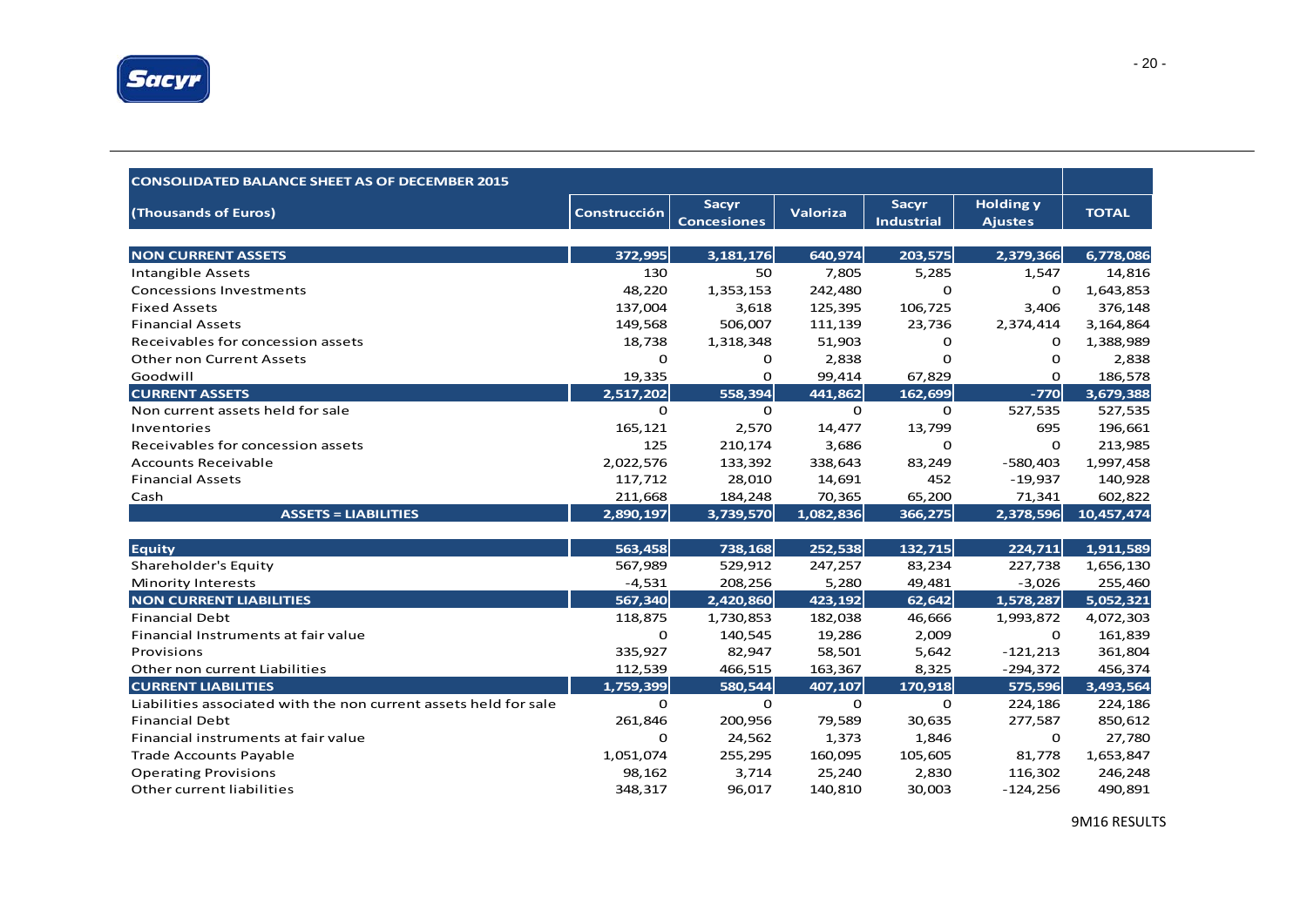| CONSOLIDATED BALANCE SHEET AS OF DECEMBER 2015 | | | | | | |
|---|---|---|---|---|---|---|
| **(Thousands of Euros)** | **Construcción** | **Sacyr Concesiones** | **Valoriza** | **Sacyr Industrial** | **Holding y Ajustes** | **TOTAL** |
| **NON CURRENT ASSETS** | **372,995** | **3,181,176** | **640,974** | **203,575** | **2,379,366** | **6,778,086** |
| Intangible Assets | 130 | 50 | 7,805 | 5,285 | 1,547 | 14,816 |
| Concessions Investments | 48,220 | 1,353,153 | 242,480 | 0 | 0 | 1,643,853 |
| Fixed Assets | 137,004 | 3,618 | 125,395 | 106,725 | 3,406 | 376,148 |
| Financial Assets | 149,568 | 506,007 | 111,139 | 23,736 | 2,374,414 | 3,164,864 |
| Receivables for concession assets | 18,738 | 1,318,348 | 51,903 | 0 | 0 | 1,388,989 |
| Other non Current Assets | 0 | 0 | 2,838 | 0 | 0 | 2,838 |
| Goodwill | 19,335 | 0 | 99,414 | 67,829 | 0 | 186,578 |
| **CURRENT ASSETS** | **2,517,202** | **558,394** | **441,862** | **162,699** | **-770** | **3,679,388** |
| Non current assets held for sale | 0 | 0 | 0 | 0 | 527,535 | 527,535 |
| Inventories | 165,121 | 2,570 | 14,477 | 13,799 | 695 | 196,661 |
| Receivables for concession assets | 125 | 210,174 | 3,686 | 0 | 0 | 213,985 |
| Accounts Receivable | 2,022,576 | 133,392 | 338,643 | 83,249 | -580,403 | 1,997,458 |
| Financial Assets | 117,712 | 28,010 | 14,691 | 452 | -19,937 | 140,928 |
| Cash | 211,668 | 184,248 | 70,365 | 65,200 | 71,341 | 602,822 |
| **ASSETS = LIABILITIES** | **2,890,197** | **3,739,570** | **1,082,836** | **366,275** | **2,378,596** | **10,457,474** |
| **Equity** | **563,458** | **738,168** | **252,538** | **132,715** | **224,711** | **1,911,589** |
| Shareholder's Equity | 567,989 | 529,912 | 247,257 | 83,234 | 227,738 | 1,656,130 |
| Minority Interests | -4,531 | 208,256 | 5,280 | 49,481 | -3,026 | 255,460 |
| **NON CURRENT LIABILITIES** | **567,340** | **2,420,860** | **423,192** | **62,642** | **1,578,287** | **5,052,321** |
| Financial Debt | 118,875 | 1,730,853 | 182,038 | 46,666 | 1,993,872 | 4,072,303 |
| Financial Instruments at fair value | 0 | 140,545 | 19,286 | 2,009 | 0 | 161,839 |
| Provisions | 335,927 | 82,947 | 58,501 | 5,642 | -121,213 | 361,804 |
| Other non current Liabilities | 112,539 | 466,515 | 163,367 | 8,325 | -294,372 | 456,374 |
| **CURRENT LIABILITIES** | **1,759,399** | **580,544** | **407,107** | **170,918** | **575,596** | **3,493,564** |
| Liabilities associated with the non current assets held for sale | 0 | 0 | 0 | 0 | 224,186 | 224,186 |
| Financial Debt | 261,846 | 200,956 | 79,589 | 30,635 | 277,587 | 850,612 |
| Financial instruments at fair value | 0 | 24,562 | 1,373 | 1,846 | 0 | 27,780 |
| Trade Accounts Payable | 1,051,074 | 255,295 | 160,095 | 105,605 | 81,778 | 1,653,847 |
| Operating Provisions | 98,162 | 3,714 | 25,240 | 2,830 | 116,302 | 246,248 |
| Other current liabilities | 348,317 | 96,017 | 140,810 | 30,003 | -124,256 | 490,891 |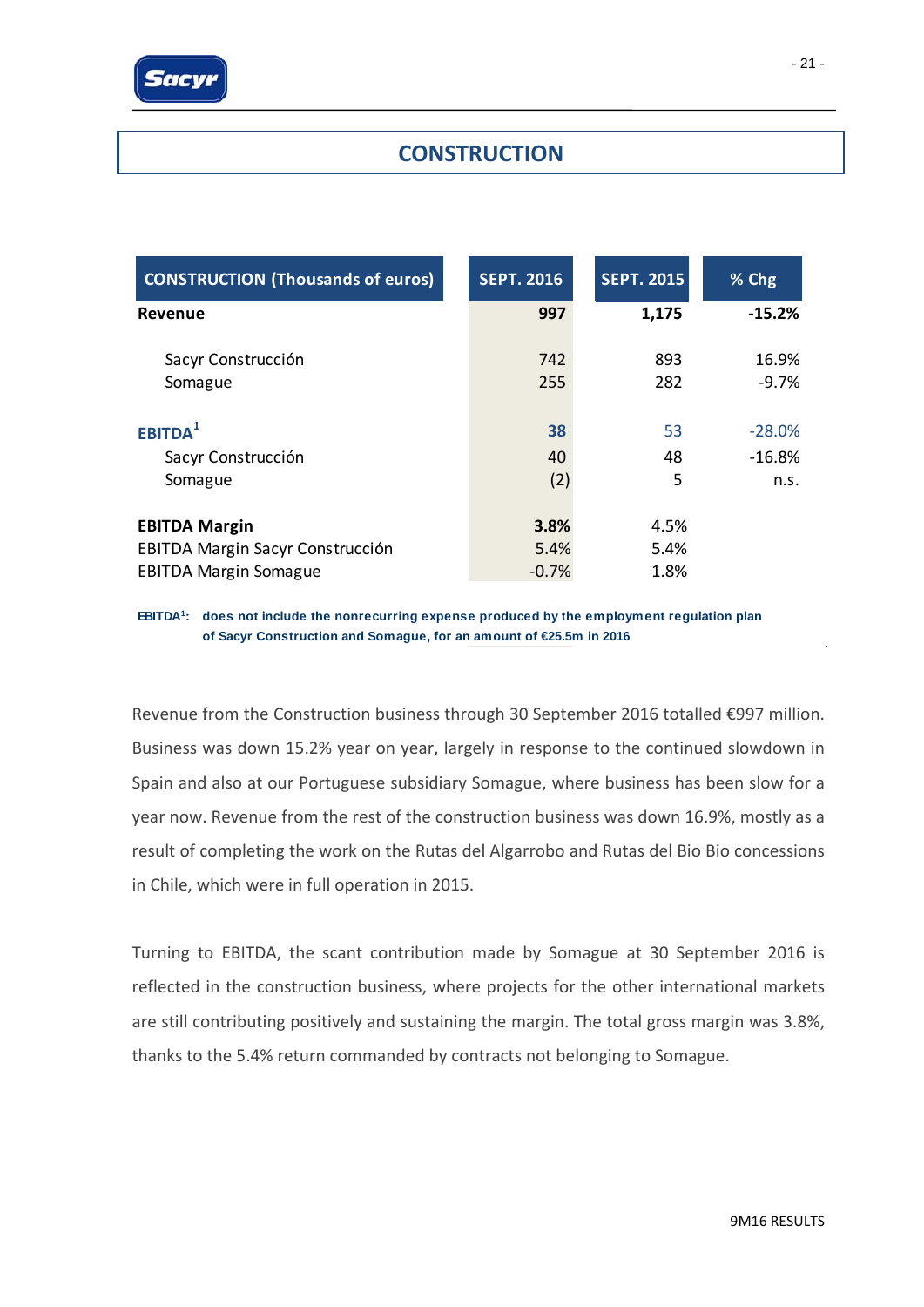# CONSTRUCTION

| CONSTRUCTION (Thousands of euros) | SEPT. 2016 | SEPT. 2015 | % Chg |
|---|---|---|---|
| **Revenue** | **997** | **1,175** | **-15.2%** |
| Sacyr Construcción | 742 | 893 | 16.9% |
| Somague | 255 | 282 | -9.7% |
| **EBITDA[1]** | **38** | 53 | -28.0% |
| Sacyr Construcción | 40 | 48 | -16.8% |
| Somague | (2) | 5 | n.s. |
| **EBITDA Margin** | **3.8%** | 4.5% | |
| EBITDA Margin Sacyr Construcción | 5.4% | 5.4% | |
| EBITDA Margin Somague | -0.7% | 1.8% | |

**EBITDA[1]: does not include the nonrecurring expense produced by the employment regulation plan of Sacyr Construction and Somague, for an amount of €25.5m in 2016**

Revenue from the Construction business through 30 September 2016 totalled €997 million. Business was down 15.2% year on year, largely in response to the continued slowdown in Spain and also at our Portuguese subsidiary Somague, where business has been slow for a year now. Revenue from the rest of the construction business was down 16.9%, mostly as a result of completing the work on the Rutas del Algarrobo and Rutas del Bio Bio concessions in Chile, which were in full operation in 2015.

Turning to EBITDA, the scant contribution made by Somague at 30 September 2016 is reflected in the construction business, where projects for the other international markets are still contributing positively and sustaining the margin. The total gross margin was 3.8%, thanks to the 5.4% return commanded by contracts not belonging to Somague.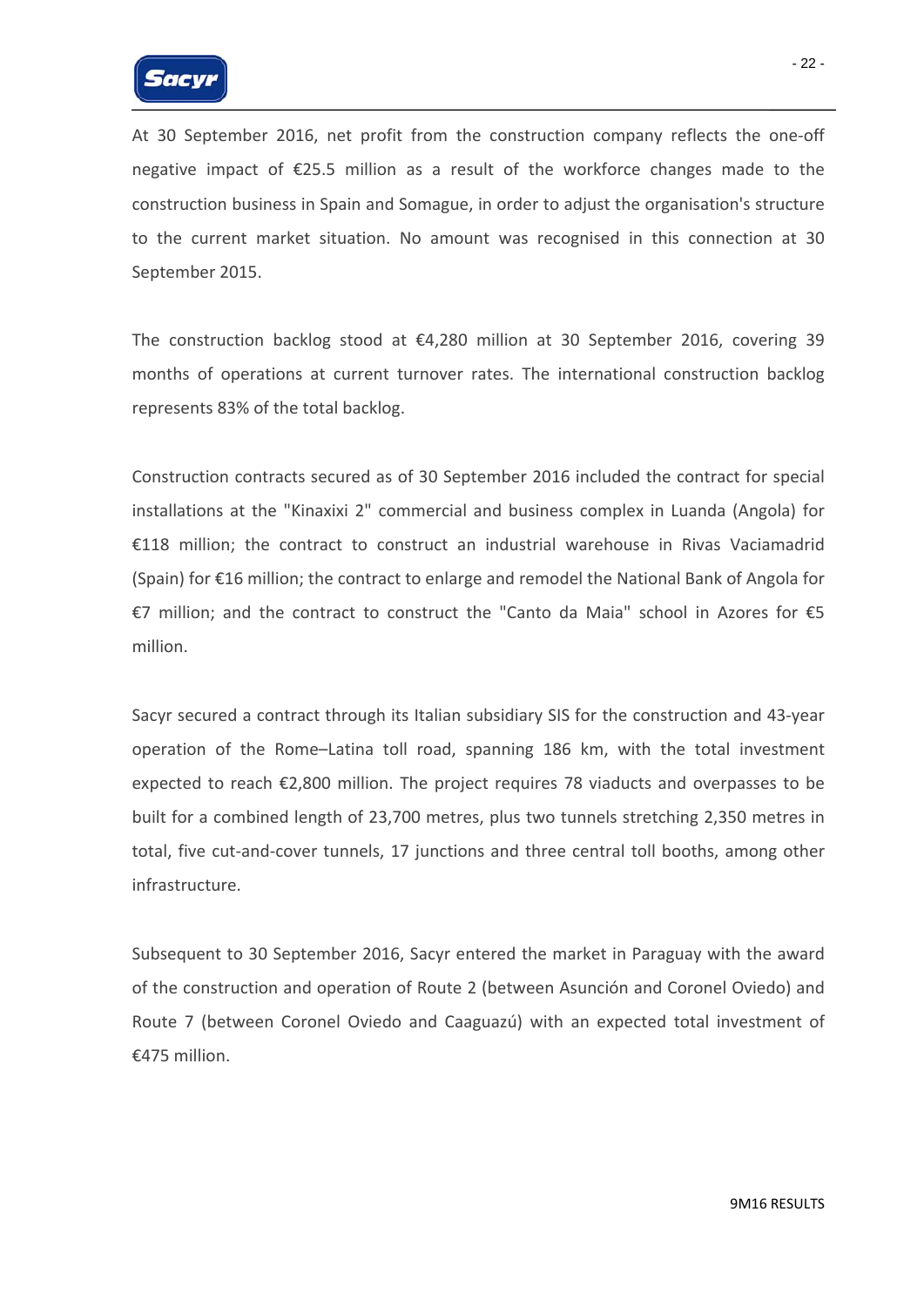At 30 September 2016, net profit from the construction company reflects the one-off negative impact of €25.5 million as a result of the workforce changes made to the construction business in Spain and Somague, in order to adjust the organisation's structure to the current market situation. No amount was recognised in this connection at 30 September 2015.

The construction backlog stood at €4,280 million at 30 September 2016, covering 39 months of operations at current turnover rates. The international construction backlog represents 83% of the total backlog.

Construction contracts secured as of 30 September 2016 included the contract for special installations at the "Kinaxixi 2" commercial and business complex in Luanda (Angola) for €118 million; the contract to construct an industrial warehouse in Rivas Vaciamadrid (Spain) for €16 million; the contract to enlarge and remodel the National Bank of Angola for €7 million; and the contract to construct the "Canto da Maia" school in Azores for €5 million.

Sacyr secured a contract through its Italian subsidiary SIS for the construction and 43-year operation of the Rome–Latina toll road, spanning 186 km, with the total investment expected to reach €2,800 million. The project requires 78 viaducts and overpasses to be built for a combined length of 23,700 metres, plus two tunnels stretching 2,350 metres in total, five cut-and-cover tunnels, 17 junctions and three central toll booths, among other infrastructure.

Subsequent to 30 September 2016, Sacyr entered the market in Paraguay with the award of the construction and operation of Route 2 (between Asunción and Coronel Oviedo) and Route 7 (between Coronel Oviedo and Caaguazú) with an expected total investment of €475 million.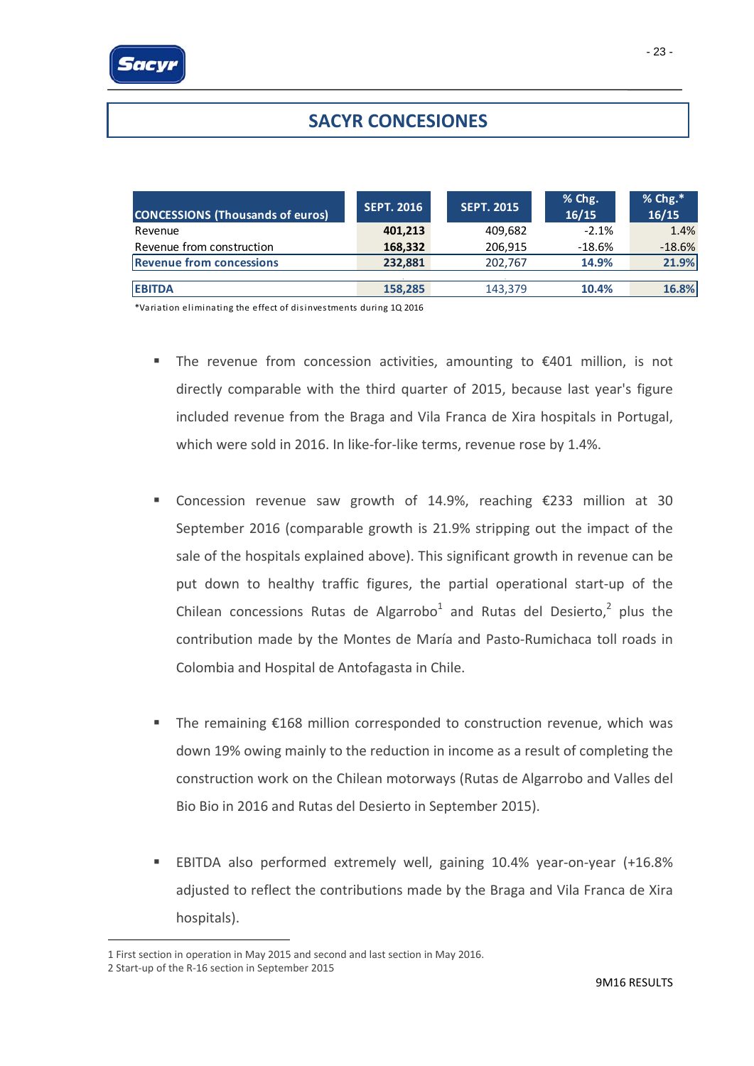## SACYR CONCESIONES

| CONCESSIONS (Thousands of euros) | SEPT. 2016 | SEPT. 2015 | % Chg. 16/15 | % Chg.* 16/15 |
|---|---|---|---|---|
| Revenue | **401,213** | 409,682 | -2.1% | 1.4% |
| Revenue from construction | **168,332** | 206,915 | -18.6% | -18.6% |
| **Revenue from concessions** | **232,881** | 202,767 | **14.9%** | **21.9%** |
| | | | | |
| **EBITDA** | **158,285** | 143,379 | **10.4%** | **16.8%** |

*Variation eliminating the effect of disinvestments during 1Q 2016

- The revenue from concession activities, amounting to €401 million, is not directly comparable with the third quarter of 2015, because last year's figure included revenue from the Braga and Vila Franca de Xira hospitals in Portugal, which were sold in 2016. In like-for-like terms, revenue rose by 1.4%.

- Concession revenue saw growth of 14.9%, reaching €233 million at 30 September 2016 (comparable growth is 21.9% stripping out the impact of the sale of the hospitals explained above). This significant growth in revenue can be put down to healthy traffic figures, the partial operational start-up of the Chilean concessions Rutas de Algarrobo[1] and Rutas del Desierto,[2] plus the contribution made by the Montes de María and Pasto-Rumichaca toll roads in Colombia and Hospital de Antofagasta in Chile.

- The remaining €168 million corresponded to construction revenue, which was down 19% owing mainly to the reduction in income as a result of completing the construction work on the Chilean motorways (Rutas de Algarrobo and Valles del Bio Bio in 2016 and Rutas del Desierto in September 2015).

- EBITDA also performed extremely well, gaining 10.4% year-on-year (+16.8% adjusted to reflect the contributions made by the Braga and Vila Franca de Xira hospitals).

1 First section in operation in May 2015 and second and last section in May 2016.
2 Start-up of the R-16 section in September 2015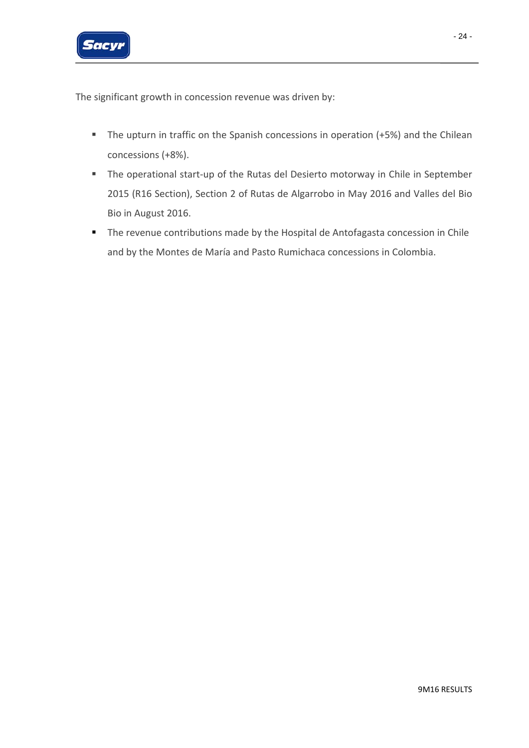The significant growth in concession revenue was driven by:

- The upturn in traffic on the Spanish concessions in operation (+5%) and the Chilean concessions (+8%).
- The operational start-up of the Rutas del Desierto motorway in Chile in September 2015 (R16 Section), Section 2 of Rutas de Algarrobo in May 2016 and Valles del Bio Bio in August 2016.
- The revenue contributions made by the Hospital de Antofagasta concession in Chile and by the Montes de María and Pasto Rumichaca concessions in Colombia.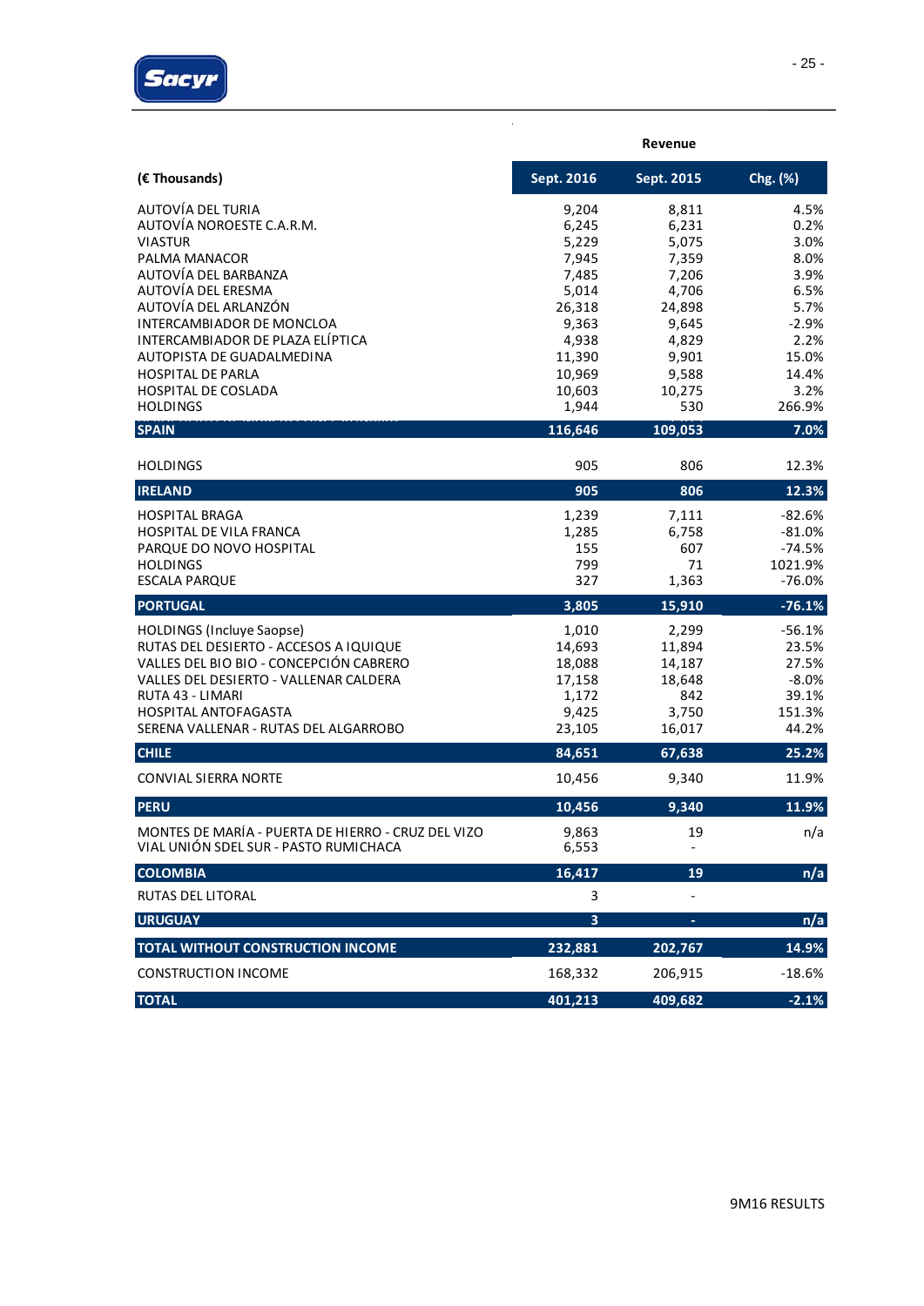| (€ Thousands) | Revenue | | |
|---|---|---|---|
| | Sept. 2016 | Sept. 2015 | Chg. (%) |
| AUTOVÍA DEL TURIA | 9,204 | 8,811 | 4.5% |
| AUTOVÍA NOROESTE C.A.R.M. | 6,245 | 6,231 | 0.2% |
| VIASTUR | 5,229 | 5,075 | 3.0% |
| PALMA MANACOR | 7,945 | 7,359 | 8.0% |
| AUTOVÍA DEL BARBANZA | 7,485 | 7,206 | 3.9% |
| AUTOVÍA DEL ERESMA | 5,014 | 4,706 | 6.5% |
| AUTOVÍA DEL ARLANZÓN | 26,318 | 24,898 | 5.7% |
| INTERCAMBIADOR DE MONCLOA | 9,363 | 9,645 | -2.9% |
| INTERCAMBIADOR DE PLAZA ELÍPTICA | 4,938 | 4,829 | 2.2% |
| AUTOPISTA DE GUADALMEDINA | 11,390 | 9,901 | 15.0% |
| HOSPITAL DE PARLA | 10,969 | 9,588 | 14.4% |
| HOSPITAL DE COSLADA | 10,603 | 10,275 | 3.2% |
| HOLDINGS | 1,944 | 530 | 266.9% |
| **SPAIN** | **116,646** | **109,053** | **7.0%** |
| HOLDINGS | 905 | 806 | 12.3% |
| **IRELAND** | **905** | **806** | **12.3%** |
| HOSPITAL BRAGA | 1,239 | 7,111 | -82.6% |
| HOSPITAL DE VILA FRANCA | 1,285 | 6,758 | -81.0% |
| PARQUE DO NOVO HOSPITAL | 155 | 607 | -74.5% |
| HOLDINGS | 799 | 71 | 1021.9% |
| ESCALA PARQUE | 327 | 1,363 | -76.0% |
| **PORTUGAL** | **3,805** | **15,910** | **-76.1%** |
| HOLDINGS (Incluye Saopse) | 1,010 | 2,299 | -56.1% |
| RUTAS DEL DESIERTO - ACCESOS A IQUIQUE | 14,693 | 11,894 | 23.5% |
| VALLES DEL BIO BIO - CONCEPCIÓN CABRERO | 18,088 | 14,187 | 27.5% |
| VALLES DEL DESIERTO - VALLENAR CALDERA | 17,158 | 18,648 | -8.0% |
| RUTA 43 - LIMARI | 1,172 | 842 | 39.1% |
| HOSPITAL ANTOFAGASTA | 9,425 | 3,750 | 151.3% |
| SERENA VALLENAR - RUTAS DEL ALGARROBO | 23,105 | 16,017 | 44.2% |
| **CHILE** | **84,651** | **67,638** | **25.2%** |
| CONVIAL SIERRA NORTE | 10,456 | 9,340 | 11.9% |
| **PERU** | **10,456** | **9,340** | **11.9%** |
| MONTES DE MARÍA - PUERTA DE HIERRO - CRUZ DEL VIZO | 9,863 | 19 | n/a |
| VIAL UNIÓN SDEL SUR - PASTO RUMICHACA | 6,553 | - | |
| **COLOMBIA** | **16,417** | **19** | **n/a** |
| RUTAS DEL LITORAL | 3 | - | |
| **URUGUAY** | **3** | **-** | **n/a** |
| **TOTAL WITHOUT CONSTRUCTION INCOME** | **232,881** | **202,767** | **14.9%** |
| CONSTRUCTION INCOME | 168,332 | 206,915 | -18.6% |
| **TOTAL** | **401,213** | **409,682** | **-2.1%** |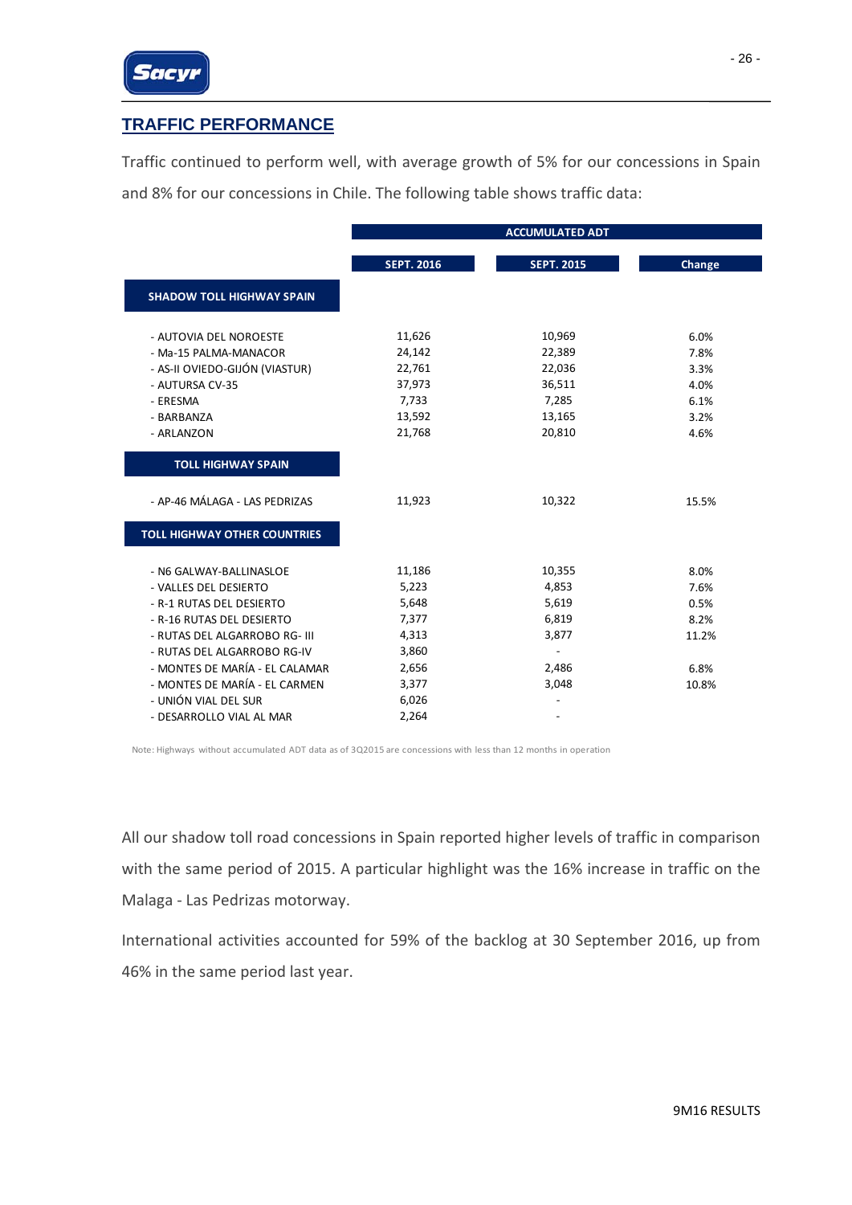## TRAFFIC PERFORMANCE

Traffic continued to perform well, with average growth of 5% for our concessions in Spain and 8% for our concessions in Chile. The following table shows traffic data:

| | ACCUMULATED ADT | | |
|---|---|---|---|
| | SEPT. 2016 | SEPT. 2015 | Change |
| **SHADOW TOLL HIGHWAY SPAIN** | | | |
| - AUTOVIA DEL NOROESTE | 11,626 | 10,969 | 6.0% |
| - Ma-15 PALMA-MANACOR | 24,142 | 22,389 | 7.8% |
| - AS-II OVIEDO-GIJÓN (VIASTUR) | 22,761 | 22,036 | 3.3% |
| - AUTURSA CV-35 | 37,973 | 36,511 | 4.0% |
| - ERESMA | 7,733 | 7,285 | 6.1% |
| - BARBANZA | 13,592 | 13,165 | 3.2% |
| - ARLANZON | 21,768 | 20,810 | 4.6% |
| **TOLL HIGHWAY SPAIN** | | | |
| - AP-46 MÁLAGA - LAS PEDRIZAS | 11,923 | 10,322 | 15.5% |
| **TOLL HIGHWAY OTHER COUNTRIES** | | | |
| - N6 GALWAY-BALLINASLOE | 11,186 | 10,355 | 8.0% |
| - VALLES DEL DESIERTO | 5,223 | 4,853 | 7.6% |
| - R-1 RUTAS DEL DESIERTO | 5,648 | 5,619 | 0.5% |
| - R-16 RUTAS DEL DESIERTO | 7,377 | 6,819 | 8.2% |
| - RUTAS DEL ALGARROBO RG- III | 4,313 | 3,877 | 11.2% |
| - RUTAS DEL ALGARROBO RG-IV | 3,860 | - | |
| - MONTES DE MARÍA - EL CALAMAR | 2,656 | 2,486 | 6.8% |
| - MONTES DE MARÍA - EL CARMEN | 3,377 | 3,048 | 10.8% |
| - UNIÓN VIAL DEL SUR | 6,026 | - | |
| - DESARROLLO VIAL AL MAR | 2,264 | - | |

Note: Highways without accumulated ADT data as of 3Q2015 are concessions with less than 12 months in operation

All our shadow toll road concessions in Spain reported higher levels of traffic in comparison with the same period of 2015. A particular highlight was the 16% increase in traffic on the Malaga - Las Pedrizas motorway.

International activities accounted for 59% of the backlog at 30 September 2016, up from 46% in the same period last year.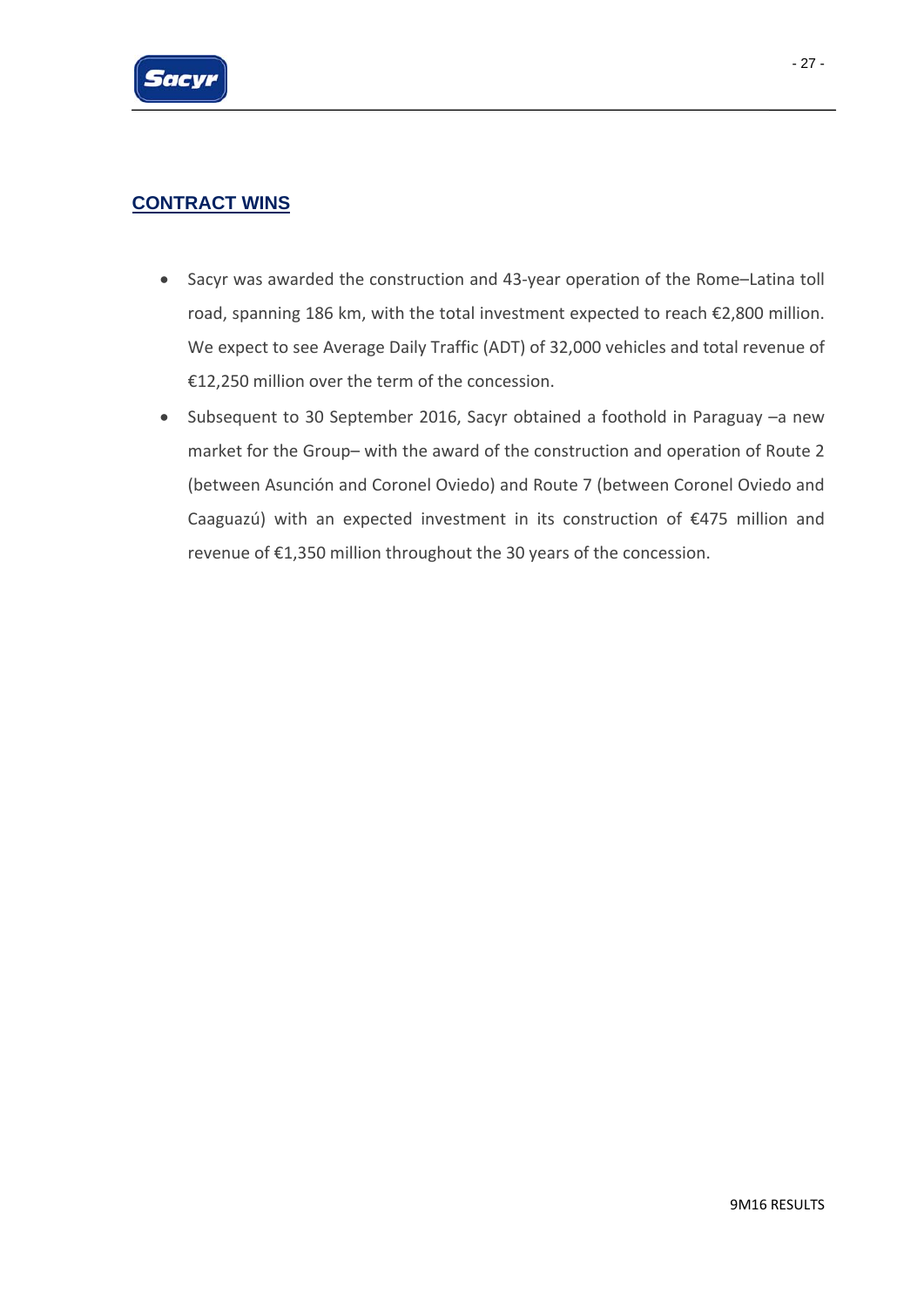## CONTRACT WINS

- Sacyr was awarded the construction and 43-year operation of the Rome–Latina toll road, spanning 186 km, with the total investment expected to reach €2,800 million. We expect to see Average Daily Traffic (ADT) of 32,000 vehicles and total revenue of €12,250 million over the term of the concession.
- Subsequent to 30 September 2016, Sacyr obtained a foothold in Paraguay –a new market for the Group– with the award of the construction and operation of Route 2 (between Asunción and Coronel Oviedo) and Route 7 (between Coronel Oviedo and Caaguazú) with an expected investment in its construction of €475 million and revenue of €1,350 million throughout the 30 years of the concession.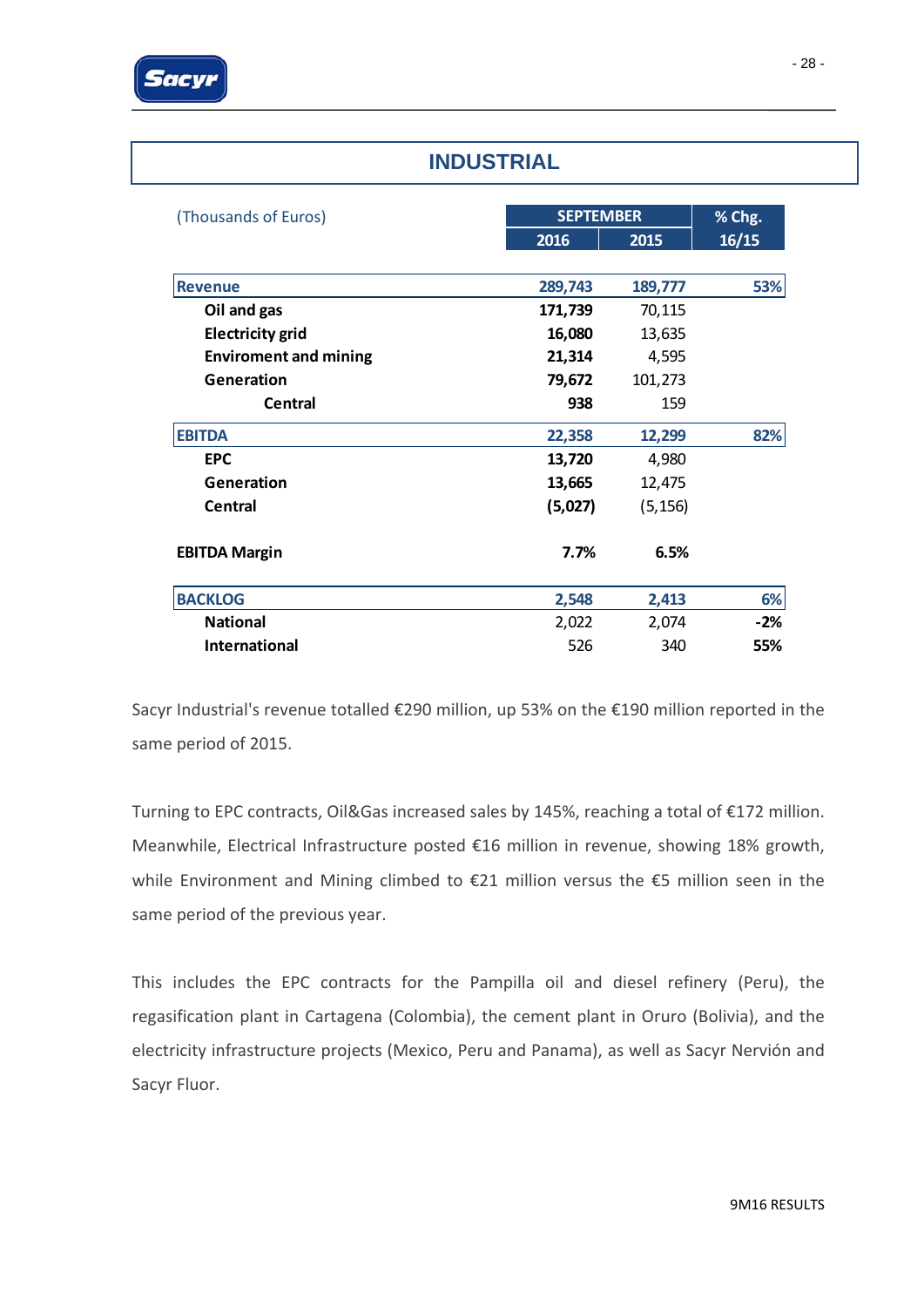# INDUSTRIAL

| (Thousands of Euros) | SEPTEMBER | | % Chg. |
|---|---|---|---|
| | 2016 | 2015 | 16/15 |
| **Revenue** | **289,743** | **189,777** | **53%** |
| **Oil and gas** | **171,739** | 70,115 | |
| **Electricity grid** | **16,080** | 13,635 | |
| **Enviroment and mining** | **21,314** | 4,595 | |
| **Generation** | **79,672** | 101,273 | |
| **Central** | **938** | 159 | |
| **EBITDA** | **22,358** | **12,299** | **82%** |
| **EPC** | **13,720** | 4,980 | |
| **Generation** | **13,665** | 12,475 | |
| **Central** | **(5,027)** | (5,156) | |
| **EBITDA Margin** | **7.7%** | **6.5%** | |
| **BACKLOG** | **2,548** | **2,413** | **6%** |
| **National** | 2,022 | 2,074 | **-2%** |
| **International** | 526 | 340 | **55%** |

Sacyr Industrial's revenue totalled €290 million, up 53% on the €190 million reported in the same period of 2015.

Turning to EPC contracts, Oil&Gas increased sales by 145%, reaching a total of €172 million. Meanwhile, Electrical Infrastructure posted €16 million in revenue, showing 18% growth, while Environment and Mining climbed to €21 million versus the €5 million seen in the same period of the previous year.

This includes the EPC contracts for the Pampilla oil and diesel refinery (Peru), the regasification plant in Cartagena (Colombia), the cement plant in Oruro (Bolivia), and the electricity infrastructure projects (Mexico, Peru and Panama), as well as Sacyr Nervión and Sacyr Fluor.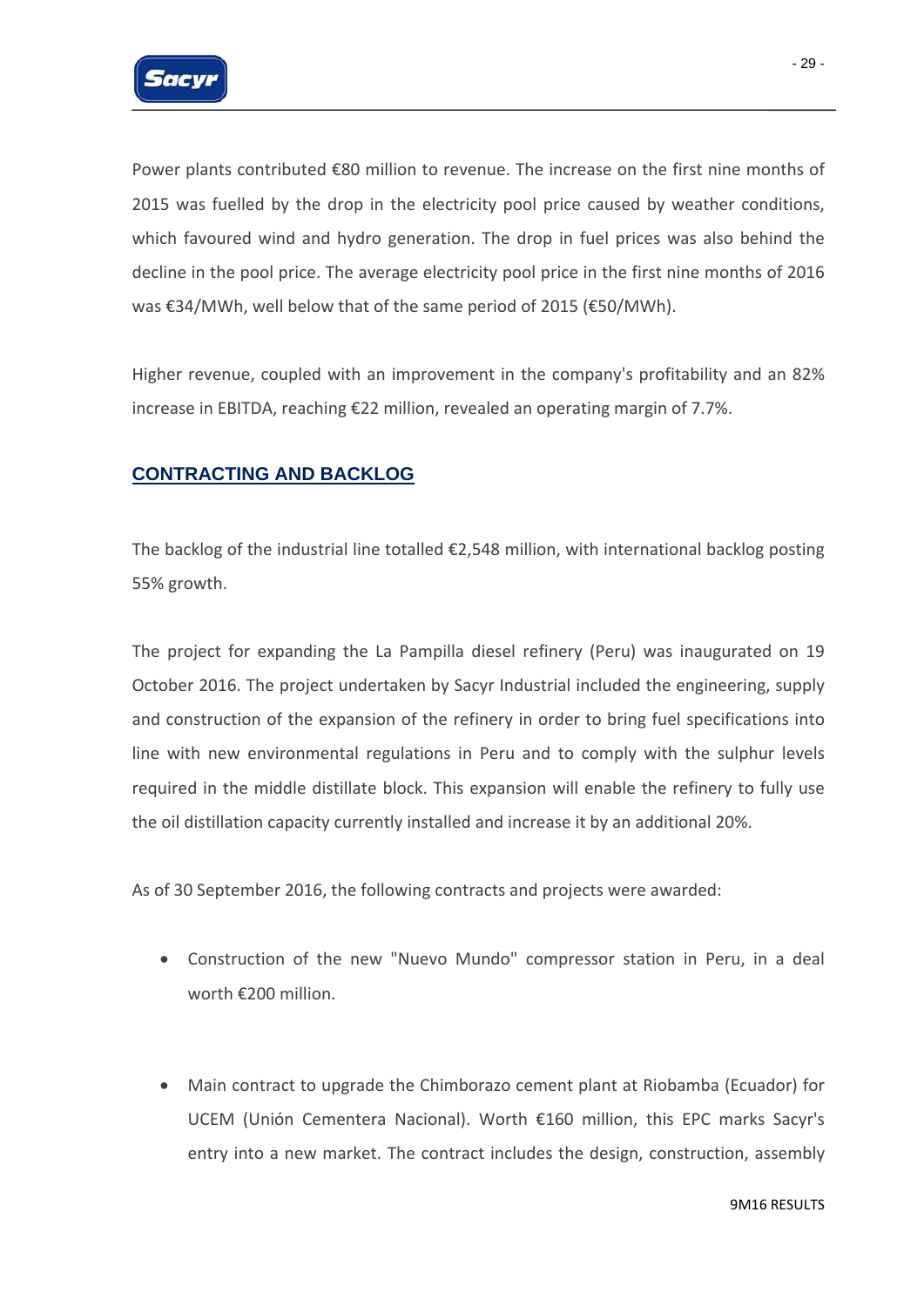Power plants contributed €80 million to revenue. The increase on the first nine months of 2015 was fuelled by the drop in the electricity pool price caused by weather conditions, which favoured wind and hydro generation. The drop in fuel prices was also behind the decline in the pool price. The average electricity pool price in the first nine months of 2016 was €34/MWh, well below that of the same period of 2015 (€50/MWh).

Higher revenue, coupled with an improvement in the company's profitability and an 82% increase in EBITDA, reaching €22 million, revealed an operating margin of 7.7%.

## CONTRACTING AND BACKLOG

The backlog of the industrial line totalled €2,548 million, with international backlog posting 55% growth.

The project for expanding the La Pampilla diesel refinery (Peru) was inaugurated on 19 October 2016. The project undertaken by Sacyr Industrial included the engineering, supply and construction of the expansion of the refinery in order to bring fuel specifications into line with new environmental regulations in Peru and to comply with the sulphur levels required in the middle distillate block. This expansion will enable the refinery to fully use the oil distillation capacity currently installed and increase it by an additional 20%.

As of 30 September 2016, the following contracts and projects were awarded:

- Construction of the new "Nuevo Mundo" compressor station in Peru, in a deal worth €200 million.

- Main contract to upgrade the Chimborazo cement plant at Riobamba (Ecuador) for UCEM (Unión Cementera Nacional). Worth €160 million, this EPC marks Sacyr's entry into a new market. The contract includes the design, construction, assembly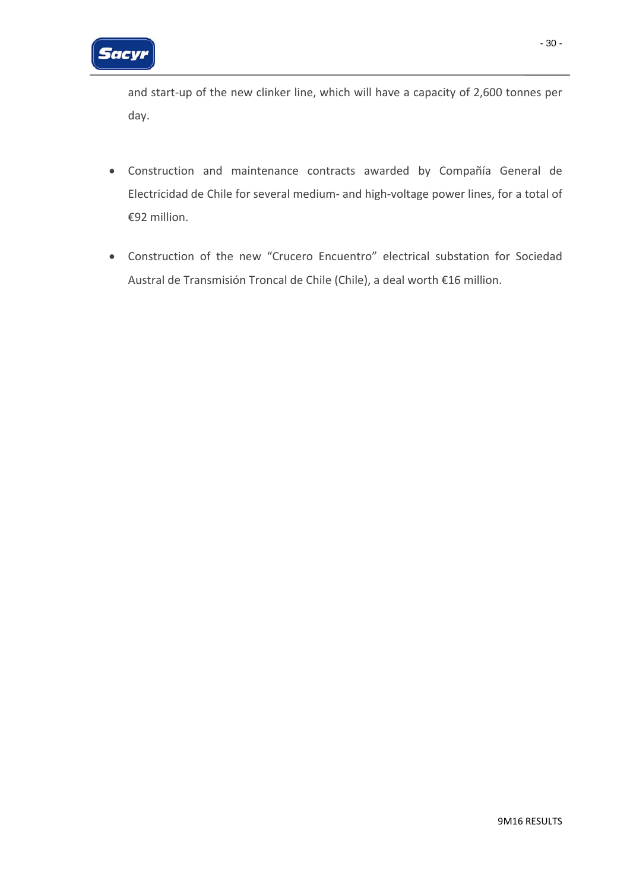and start-up of the new clinker line, which will have a capacity of 2,600 tonnes per day.

- Construction and maintenance contracts awarded by Compañía General de Electricidad de Chile for several medium- and high-voltage power lines, for a total of €92 million.

- Construction of the new "Crucero Encuentro" electrical substation for Sociedad Austral de Transmisión Troncal de Chile (Chile), a deal worth €16 million.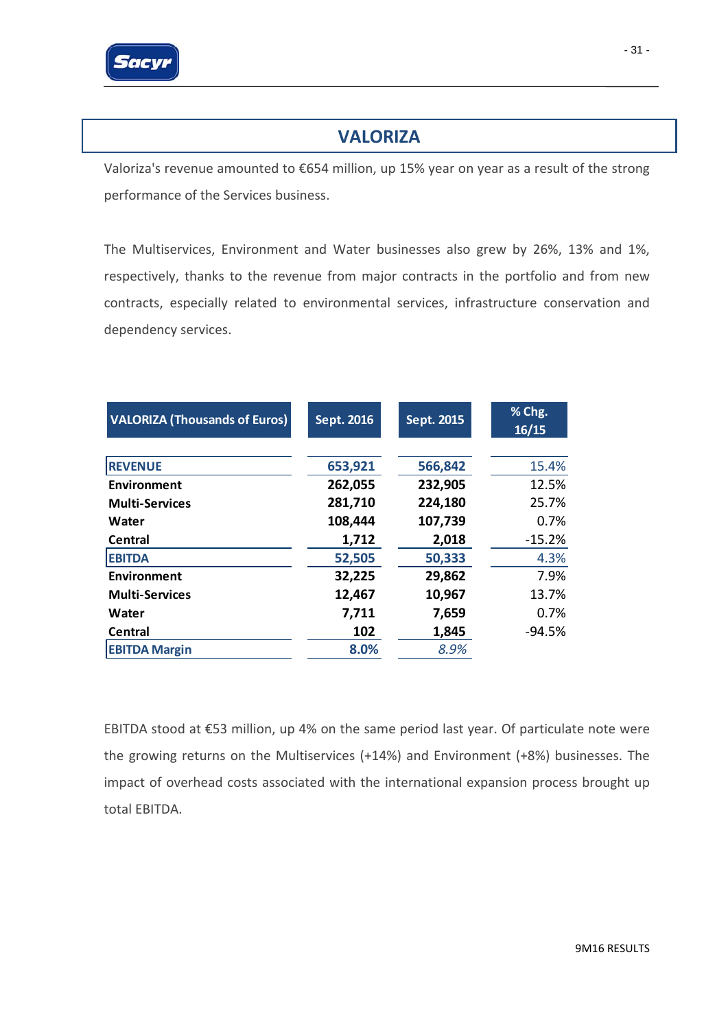## VALORIZA

Valoriza's revenue amounted to €654 million, up 15% year on year as a result of the strong performance of the Services business.

The Multiservices, Environment and Water businesses also grew by 26%, 13% and 1%, respectively, thanks to the revenue from major contracts in the portfolio and from new contracts, especially related to environmental services, infrastructure conservation and dependency services.

| VALORIZA (Thousands of Euros) | Sept. 2016 | Sept. 2015 | % Chg. 16/15 |
|---|---|---|---|
| **REVENUE** | **653,921** | **566,842** | 15.4% |
| **Environment** | **262,055** | **232,905** | 12.5% |
| **Multi-Services** | **281,710** | **224,180** | 25.7% |
| **Water** | **108,444** | **107,739** | 0.7% |
| **Central** | **1,712** | **2,018** | -15.2% |
| **EBITDA** | **52,505** | **50,333** | 4.3% |
| **Environment** | **32,225** | **29,862** | 7.9% |
| **Multi-Services** | **12,467** | **10,967** | 13.7% |
| **Water** | **7,711** | **7,659** | 0.7% |
| **Central** | **102** | **1,845** | -94.5% |
| **EBITDA Margin** | **8.0%** | *8.9%* | |

EBITDA stood at €53 million, up 4% on the same period last year. Of particulate note were the growing returns on the Multiservices (+14%) and Environment (+8%) businesses. The impact of overhead costs associated with the international expansion process brought up total EBITDA.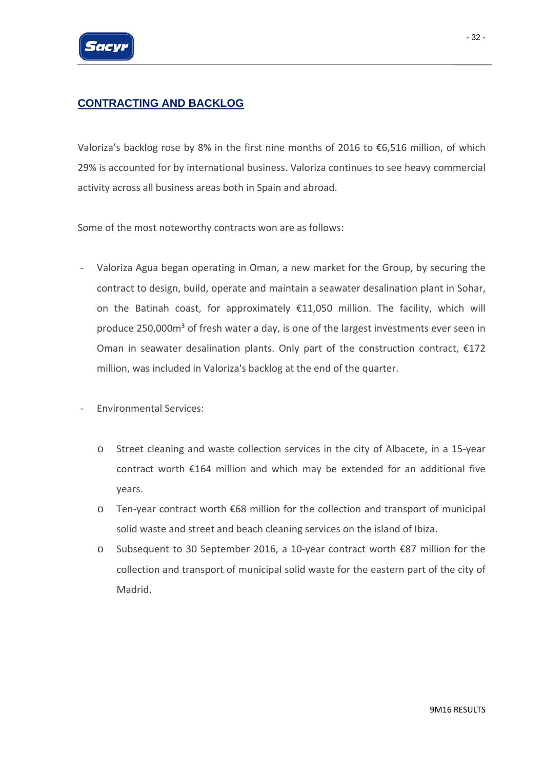## CONTRACTING AND BACKLOG

Valoriza's backlog rose by 8% in the first nine months of 2016 to €6,516 million, of which 29% is accounted for by international business. Valoriza continues to see heavy commercial activity across all business areas both in Spain and abroad.

Some of the most noteworthy contracts won are as follows:

- Valoriza Agua began operating in Oman, a new market for the Group, by securing the contract to design, build, operate and maintain a seawater desalination plant in Sohar, on the Batinah coast, for approximately €11,050 million. The facility, which will produce 250,000m³ of fresh water a day, is one of the largest investments ever seen in Oman in seawater desalination plants. Only part of the construction contract, €172 million, was included in Valoriza's backlog at the end of the quarter.

- Environmental Services:

  - Street cleaning and waste collection services in the city of Albacete, in a 15-year contract worth €164 million and which may be extended for an additional five years.
  - Ten-year contract worth €68 million for the collection and transport of municipal solid waste and street and beach cleaning services on the island of Ibiza.
  - Subsequent to 30 September 2016, a 10-year contract worth €87 million for the collection and transport of municipal solid waste for the eastern part of the city of Madrid.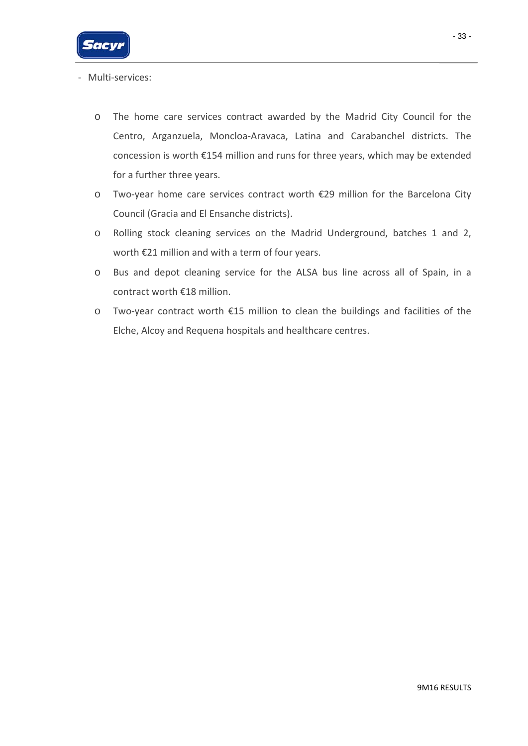- Multi-services:

  - The home care services contract awarded by the Madrid City Council for the Centro, Arganzuela, Moncloa-Aravaca, Latina and Carabanchel districts. The concession is worth €154 million and runs for three years, which may be extended for a further three years.
  - Two-year home care services contract worth €29 million for the Barcelona City Council (Gracia and El Ensanche districts).
  - Rolling stock cleaning services on the Madrid Underground, batches 1 and 2, worth €21 million and with a term of four years.
  - Bus and depot cleaning service for the ALSA bus line across all of Spain, in a contract worth €18 million.
  - Two-year contract worth €15 million to clean the buildings and facilities of the Elche, Alcoy and Requena hospitals and healthcare centres.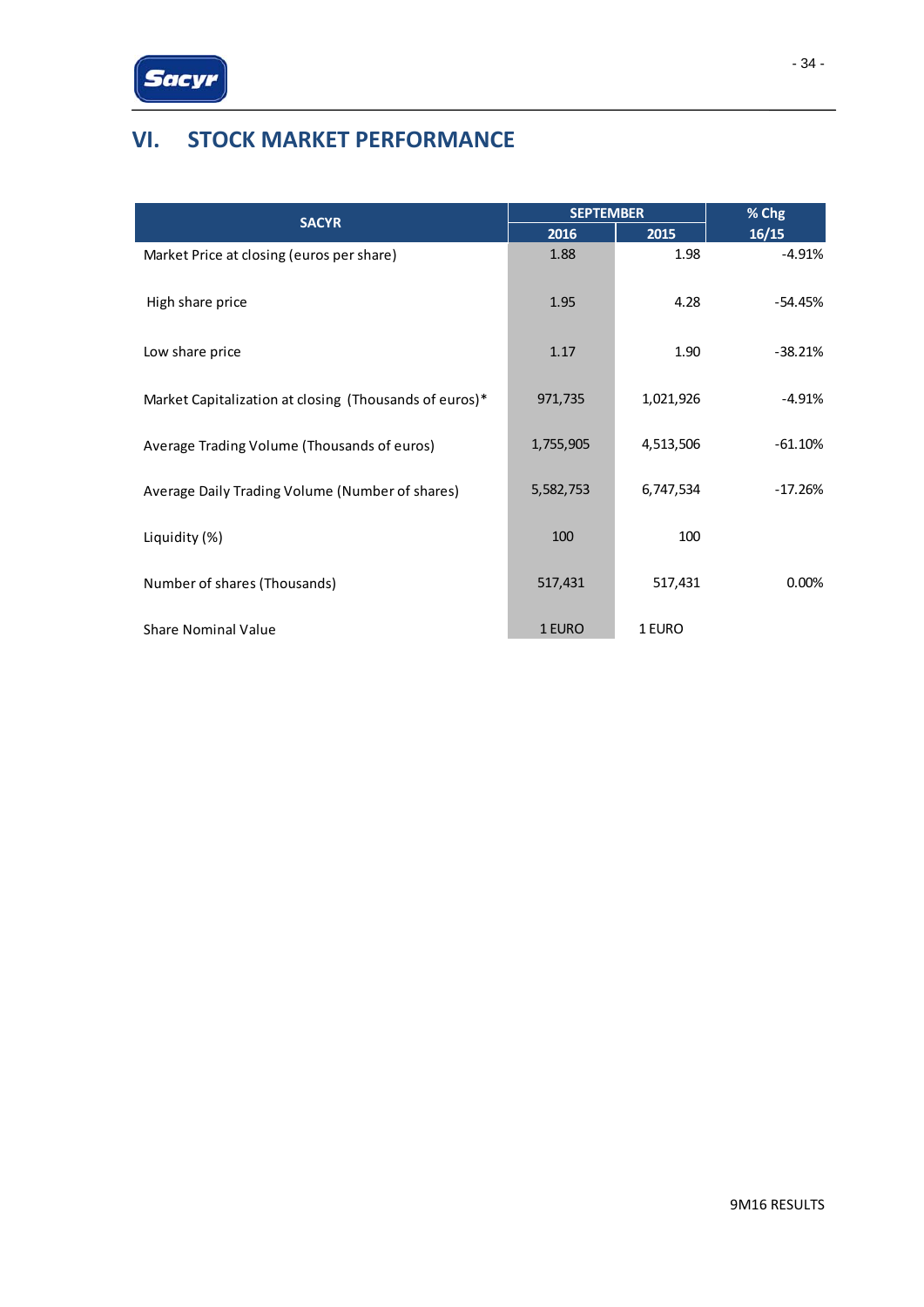# VI. STOCK MARKET PERFORMANCE

| SACYR | SEPTEMBER | | % Chg |
|---|---|---|---|
| | 2016 | 2015 | 16/15 |
| Market Price at closing (euros per share) | 1.88 | 1.98 | -4.91% |
| High share price | 1.95 | 4.28 | -54.45% |
| Low share price | 1.17 | 1.90 | -38.21% |
| Market Capitalization at closing (Thousands of euros)* | 971,735 | 1,021,926 | -4.91% |
| Average Trading Volume (Thousands of euros) | 1,755,905 | 4,513,506 | -61.10% |
| Average Daily Trading Volume (Number of shares) | 5,582,753 | 6,747,534 | -17.26% |
| Liquidity (%) | 100 | 100 | |
| Number of shares (Thousands) | 517,431 | 517,431 | 0.00% |
| Share Nominal Value | 1 EURO | 1 EURO | |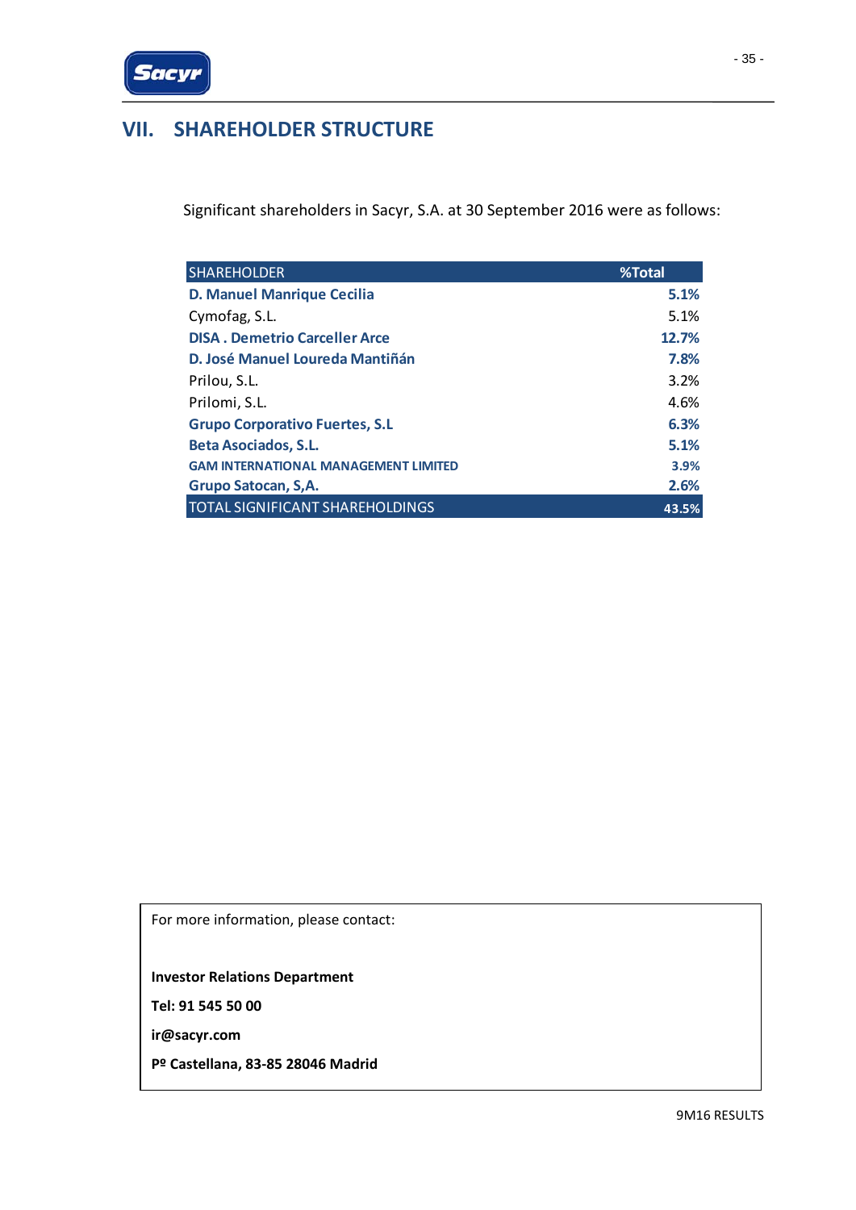## VII. SHAREHOLDER STRUCTURE

Significant shareholders in Sacyr, S.A. at 30 September 2016 were as follows:

| SHAREHOLDER | %Total |
|---|---|
| **D. Manuel Manrique Cecilia** | **5.1%** |
| Cymofag, S.L. | 5.1% |
| **DISA . Demetrio Carceller Arce** | **12.7%** |
| **D. José Manuel Loureda Mantiñán** | **7.8%** |
| Prilou, S.L. | 3.2% |
| Prilomi, S.L. | 4.6% |
| **Grupo Corporativo Fuertes, S.L** | **6.3%** |
| **Beta Asociados, S.L.** | **5.1%** |
| **GAM INTERNATIONAL MANAGEMENT LIMITED** | **3.9%** |
| **Grupo Satocan, S,A.** | **2.6%** |
| TOTAL SIGNIFICANT SHAREHOLDINGS | **43.5%** |

For more information, please contact:

**Investor Relations Department**

**Tel: 91 545 50 00**

**ir@sacyr.com**

**Pº Castellana, 83-85 28046 Madrid**